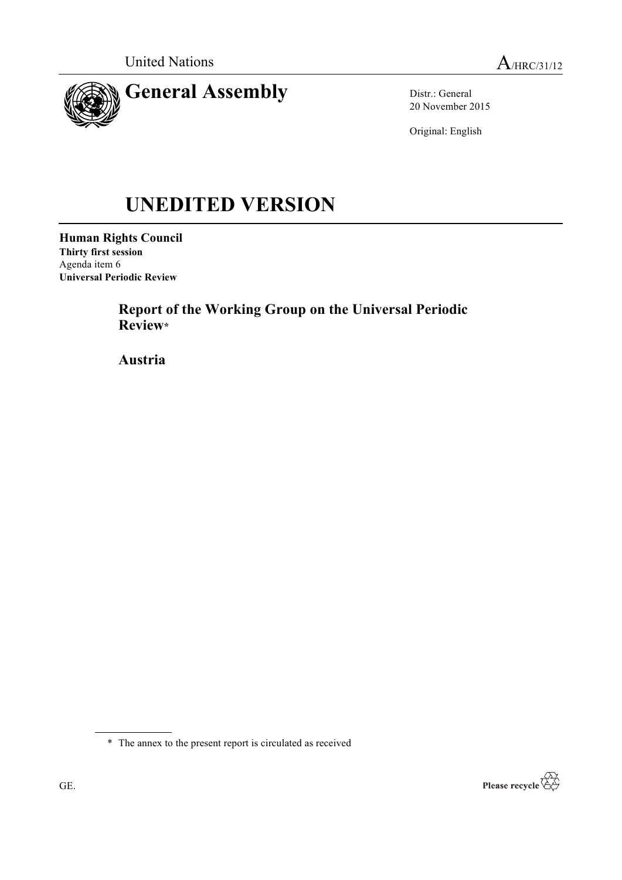United Nations

A/HRC/31/12

# General Assembly

Distr.: General
20 November 2015

Original: English

# UNEDITED VERSION

**Human Rights Council**
**Thirty first session**
Agenda item 6
**Universal Periodic Review**

## Report of the Working Group on the Universal Periodic Review*

## Austria

\* The annex to the present report is circulated as received

GE.

Please recycle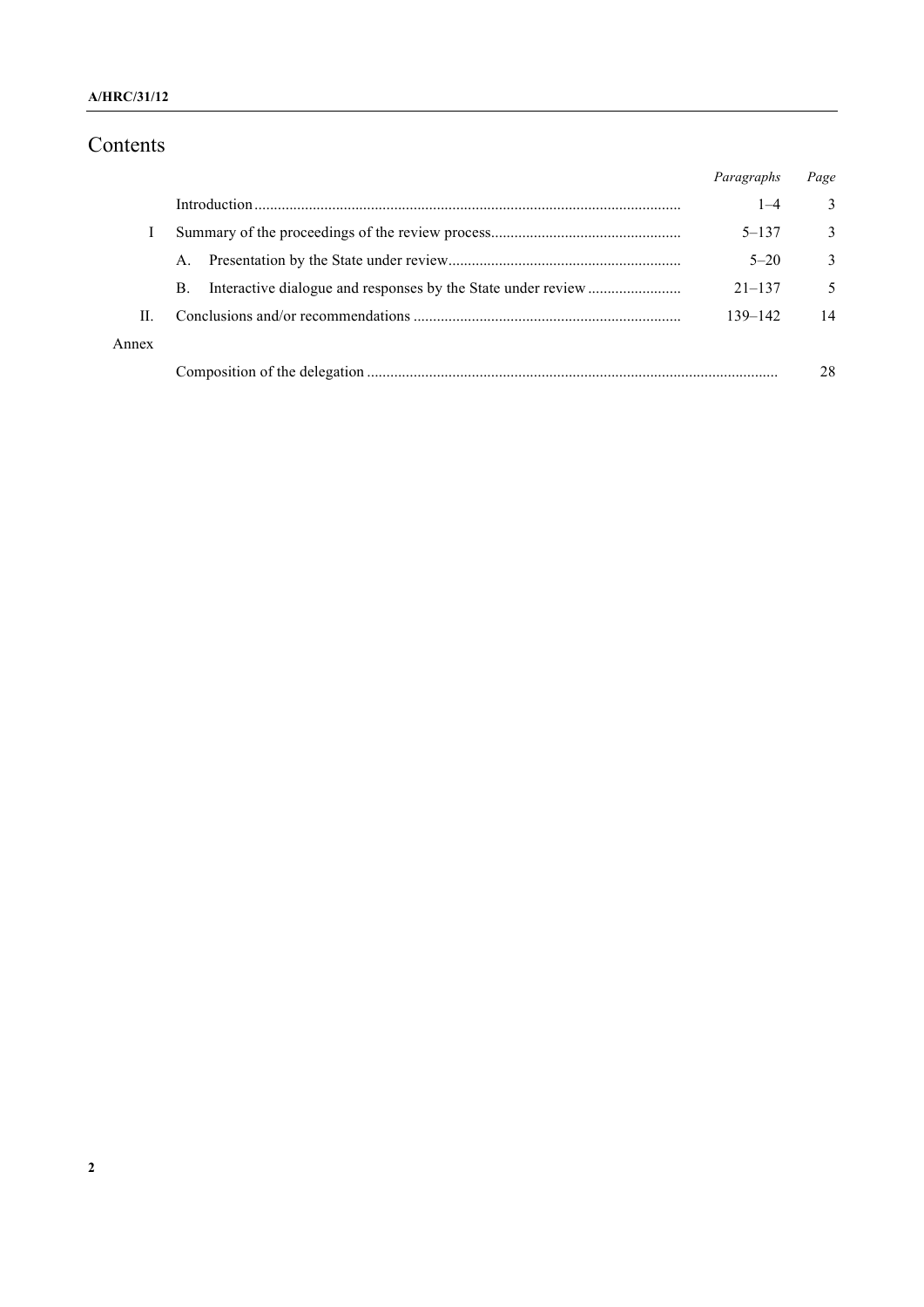# Contents

| | | Paragraphs | Page |
|---|---|---|---|
| | Introduction | 1–4 | 3 |
| I | Summary of the proceedings of the review process | 5–137 | 3 |
| | A. Presentation by the State under review | 5–20 | 3 |
| | B. Interactive dialogue and responses by the State under review | 21–137 | 5 |
| II. | Conclusions and/or recommendations | 139–142 | 14 |
| Annex | | | |
| | Composition of the delegation | | 28 |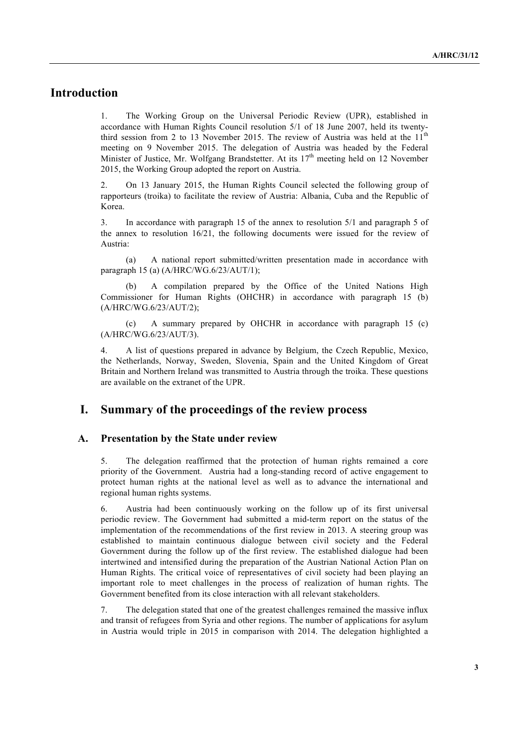# Introduction

1. The Working Group on the Universal Periodic Review (UPR), established in accordance with Human Rights Council resolution 5/1 of 18 June 2007, held its twenty-third session from 2 to 13 November 2015. The review of Austria was held at the 11th meeting on 9 November 2015. The delegation of Austria was headed by the Federal Minister of Justice, Mr. Wolfgang Brandstetter. At its 17th meeting held on 12 November 2015, the Working Group adopted the report on Austria.

2. On 13 January 2015, the Human Rights Council selected the following group of rapporteurs (troika) to facilitate the review of Austria: Albania, Cuba and the Republic of Korea.

3. In accordance with paragraph 15 of the annex to resolution 5/1 and paragraph 5 of the annex to resolution 16/21, the following documents were issued for the review of Austria:

(a) A national report submitted/written presentation made in accordance with paragraph 15 (a) (A/HRC/WG.6/23/AUT/1);

(b) A compilation prepared by the Office of the United Nations High Commissioner for Human Rights (OHCHR) in accordance with paragraph 15 (b) (A/HRC/WG.6/23/AUT/2);

(c) A summary prepared by OHCHR in accordance with paragraph 15 (c) (A/HRC/WG.6/23/AUT/3).

4. A list of questions prepared in advance by Belgium, the Czech Republic, Mexico, the Netherlands, Norway, Sweden, Slovenia, Spain and the United Kingdom of Great Britain and Northern Ireland was transmitted to Austria through the troika. These questions are available on the extranet of the UPR.

# I. Summary of the proceedings of the review process

## A. Presentation by the State under review

5. The delegation reaffirmed that the protection of human rights remained a core priority of the Government. Austria had a long-standing record of active engagement to protect human rights at the national level as well as to advance the international and regional human rights systems.

6. Austria had been continuously working on the follow up of its first universal periodic review. The Government had submitted a mid-term report on the status of the implementation of the recommendations of the first review in 2013. A steering group was established to maintain continuous dialogue between civil society and the Federal Government during the follow up of the first review. The established dialogue had been intertwined and intensified during the preparation of the Austrian National Action Plan on Human Rights. The critical voice of representatives of civil society had been playing an important role to meet challenges in the process of realization of human rights. The Government benefited from its close interaction with all relevant stakeholders.

7. The delegation stated that one of the greatest challenges remained the massive influx and transit of refugees from Syria and other regions. The number of applications for asylum in Austria would triple in 2015 in comparison with 2014. The delegation highlighted a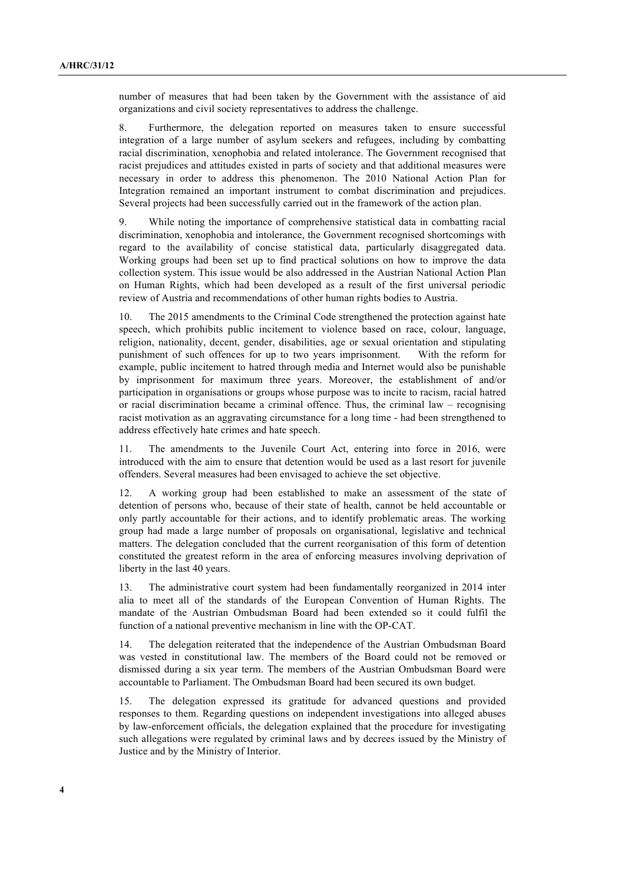number of measures that had been taken by the Government with the assistance of aid organizations and civil society representatives to address the challenge.

8. Furthermore, the delegation reported on measures taken to ensure successful integration of a large number of asylum seekers and refugees, including by combatting racial discrimination, xenophobia and related intolerance. The Government recognised that racist prejudices and attitudes existed in parts of society and that additional measures were necessary in order to address this phenomenon. The 2010 National Action Plan for Integration remained an important instrument to combat discrimination and prejudices. Several projects had been successfully carried out in the framework of the action plan.

9. While noting the importance of comprehensive statistical data in combatting racial discrimination, xenophobia and intolerance, the Government recognised shortcomings with regard to the availability of concise statistical data, particularly disaggregated data. Working groups had been set up to find practical solutions on how to improve the data collection system. This issue would be also addressed in the Austrian National Action Plan on Human Rights, which had been developed as a result of the first universal periodic review of Austria and recommendations of other human rights bodies to Austria.

10. The 2015 amendments to the Criminal Code strengthened the protection against hate speech, which prohibits public incitement to violence based on race, colour, language, religion, nationality, decent, gender, disabilities, age or sexual orientation and stipulating punishment of such offences for up to two years imprisonment. With the reform for example, public incitement to hatred through media and Internet would also be punishable by imprisonment for maximum three years. Moreover, the establishment of and/or participation in organisations or groups whose purpose was to incite to racism, racial hatred or racial discrimination became a criminal offence. Thus, the criminal law – recognising racist motivation as an aggravating circumstance for a long time - had been strengthened to address effectively hate crimes and hate speech.

11. The amendments to the Juvenile Court Act, entering into force in 2016, were introduced with the aim to ensure that detention would be used as a last resort for juvenile offenders. Several measures had been envisaged to achieve the set objective.

12. A working group had been established to make an assessment of the state of detention of persons who, because of their state of health, cannot be held accountable or only partly accountable for their actions, and to identify problematic areas. The working group had made a large number of proposals on organisational, legislative and technical matters. The delegation concluded that the current reorganisation of this form of detention constituted the greatest reform in the area of enforcing measures involving deprivation of liberty in the last 40 years.

13. The administrative court system had been fundamentally reorganized in 2014 inter alia to meet all of the standards of the European Convention of Human Rights. The mandate of the Austrian Ombudsman Board had been extended so it could fulfil the function of a national preventive mechanism in line with the OP-CAT.

14. The delegation reiterated that the independence of the Austrian Ombudsman Board was vested in constitutional law. The members of the Board could not be removed or dismissed during a six year term. The members of the Austrian Ombudsman Board were accountable to Parliament. The Ombudsman Board had been secured its own budget.

15. The delegation expressed its gratitude for advanced questions and provided responses to them. Regarding questions on independent investigations into alleged abuses by law-enforcement officials, the delegation explained that the procedure for investigating such allegations were regulated by criminal laws and by decrees issued by the Ministry of Justice and by the Ministry of Interior.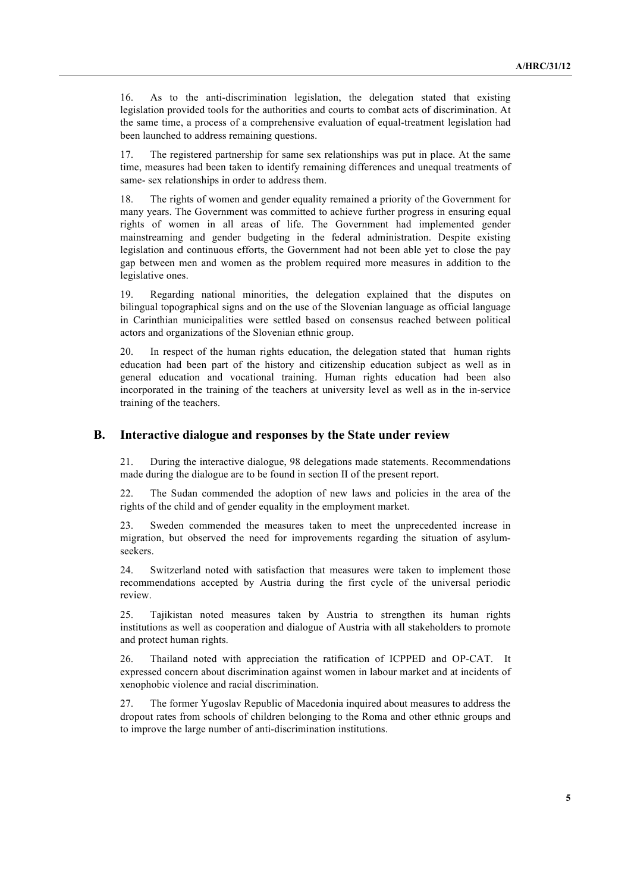16. As to the anti-discrimination legislation, the delegation stated that existing legislation provided tools for the authorities and courts to combat acts of discrimination. At the same time, a process of a comprehensive evaluation of equal-treatment legislation had been launched to address remaining questions.

17. The registered partnership for same sex relationships was put in place. At the same time, measures had been taken to identify remaining differences and unequal treatments of same- sex relationships in order to address them.

18. The rights of women and gender equality remained a priority of the Government for many years. The Government was committed to achieve further progress in ensuring equal rights of women in all areas of life. The Government had implemented gender mainstreaming and gender budgeting in the federal administration. Despite existing legislation and continuous efforts, the Government had not been able yet to close the pay gap between men and women as the problem required more measures in addition to the legislative ones.

19. Regarding national minorities, the delegation explained that the disputes on bilingual topographical signs and on the use of the Slovenian language as official language in Carinthian municipalities were settled based on consensus reached between political actors and organizations of the Slovenian ethnic group.

20. In respect of the human rights education, the delegation stated that human rights education had been part of the history and citizenship education subject as well as in general education and vocational training. Human rights education had been also incorporated in the training of the teachers at university level as well as in the in-service training of the teachers.

## B. Interactive dialogue and responses by the State under review

21. During the interactive dialogue, 98 delegations made statements. Recommendations made during the dialogue are to be found in section II of the present report.

22. The Sudan commended the adoption of new laws and policies in the area of the rights of the child and of gender equality in the employment market.

23. Sweden commended the measures taken to meet the unprecedented increase in migration, but observed the need for improvements regarding the situation of asylum-seekers.

24. Switzerland noted with satisfaction that measures were taken to implement those recommendations accepted by Austria during the first cycle of the universal periodic review.

25. Tajikistan noted measures taken by Austria to strengthen its human rights institutions as well as cooperation and dialogue of Austria with all stakeholders to promote and protect human rights.

26. Thailand noted with appreciation the ratification of ICPPED and OP-CAT. It expressed concern about discrimination against women in labour market and at incidents of xenophobic violence and racial discrimination.

27. The former Yugoslav Republic of Macedonia inquired about measures to address the dropout rates from schools of children belonging to the Roma and other ethnic groups and to improve the large number of anti-discrimination institutions.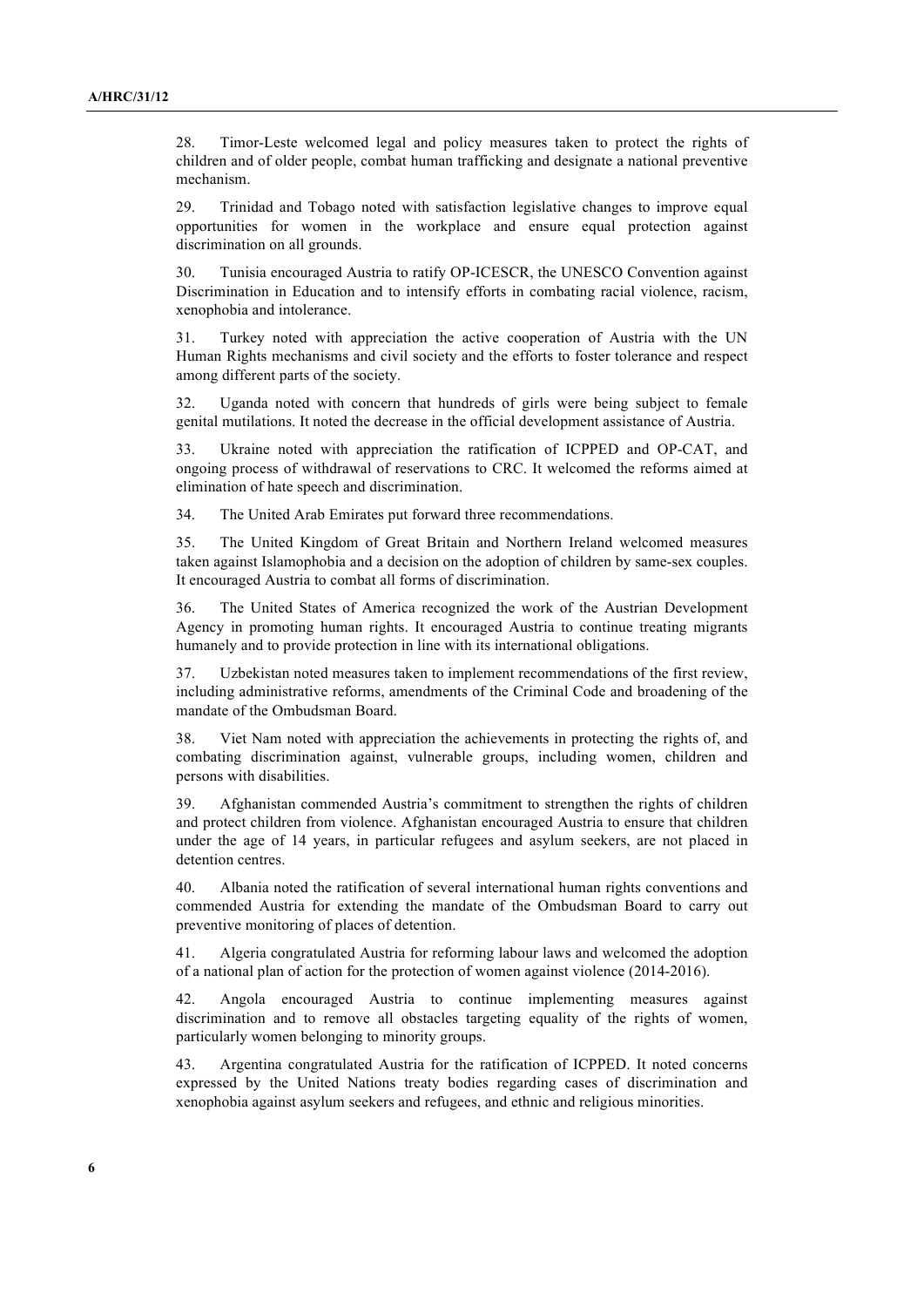28. Timor-Leste welcomed legal and policy measures taken to protect the rights of children and of older people, combat human trafficking and designate a national preventive mechanism.

29. Trinidad and Tobago noted with satisfaction legislative changes to improve equal opportunities for women in the workplace and ensure equal protection against discrimination on all grounds.

30. Tunisia encouraged Austria to ratify OP-ICESCR, the UNESCO Convention against Discrimination in Education and to intensify efforts in combating racial violence, racism, xenophobia and intolerance.

31. Turkey noted with appreciation the active cooperation of Austria with the UN Human Rights mechanisms and civil society and the efforts to foster tolerance and respect among different parts of the society.

32. Uganda noted with concern that hundreds of girls were being subject to female genital mutilations. It noted the decrease in the official development assistance of Austria.

33. Ukraine noted with appreciation the ratification of ICPPED and OP-CAT, and ongoing process of withdrawal of reservations to CRC. It welcomed the reforms aimed at elimination of hate speech and discrimination.

34. The United Arab Emirates put forward three recommendations.

35. The United Kingdom of Great Britain and Northern Ireland welcomed measures taken against Islamophobia and a decision on the adoption of children by same-sex couples. It encouraged Austria to combat all forms of discrimination.

36. The United States of America recognized the work of the Austrian Development Agency in promoting human rights. It encouraged Austria to continue treating migrants humanely and to provide protection in line with its international obligations.

37. Uzbekistan noted measures taken to implement recommendations of the first review, including administrative reforms, amendments of the Criminal Code and broadening of the mandate of the Ombudsman Board.

38. Viet Nam noted with appreciation the achievements in protecting the rights of, and combating discrimination against, vulnerable groups, including women, children and persons with disabilities.

39. Afghanistan commended Austria's commitment to strengthen the rights of children and protect children from violence. Afghanistan encouraged Austria to ensure that children under the age of 14 years, in particular refugees and asylum seekers, are not placed in detention centres.

40. Albania noted the ratification of several international human rights conventions and commended Austria for extending the mandate of the Ombudsman Board to carry out preventive monitoring of places of detention.

41. Algeria congratulated Austria for reforming labour laws and welcomed the adoption of a national plan of action for the protection of women against violence (2014-2016).

42. Angola encouraged Austria to continue implementing measures against discrimination and to remove all obstacles targeting equality of the rights of women, particularly women belonging to minority groups.

43. Argentina congratulated Austria for the ratification of ICPPED. It noted concerns expressed by the United Nations treaty bodies regarding cases of discrimination and xenophobia against asylum seekers and refugees, and ethnic and religious minorities.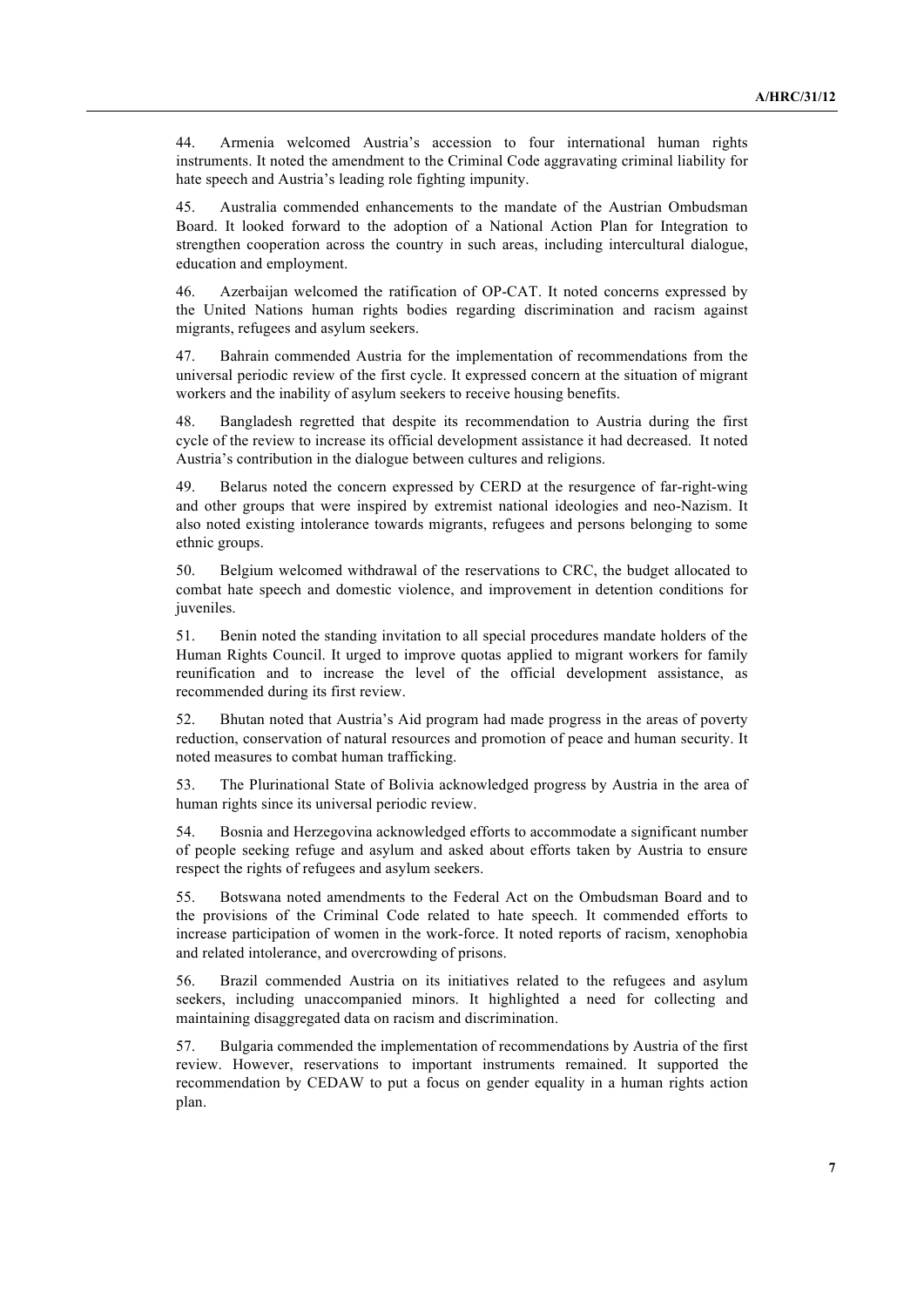44. Armenia welcomed Austria's accession to four international human rights instruments. It noted the amendment to the Criminal Code aggravating criminal liability for hate speech and Austria's leading role fighting impunity.

45. Australia commended enhancements to the mandate of the Austrian Ombudsman Board. It looked forward to the adoption of a National Action Plan for Integration to strengthen cooperation across the country in such areas, including intercultural dialogue, education and employment.

46. Azerbaijan welcomed the ratification of OP-CAT. It noted concerns expressed by the United Nations human rights bodies regarding discrimination and racism against migrants, refugees and asylum seekers.

47. Bahrain commended Austria for the implementation of recommendations from the universal periodic review of the first cycle. It expressed concern at the situation of migrant workers and the inability of asylum seekers to receive housing benefits.

48. Bangladesh regretted that despite its recommendation to Austria during the first cycle of the review to increase its official development assistance it had decreased. It noted Austria's contribution in the dialogue between cultures and religions.

49. Belarus noted the concern expressed by CERD at the resurgence of far-right-wing and other groups that were inspired by extremist national ideologies and neo-Nazism. It also noted existing intolerance towards migrants, refugees and persons belonging to some ethnic groups.

50. Belgium welcomed withdrawal of the reservations to CRC, the budget allocated to combat hate speech and domestic violence, and improvement in detention conditions for juveniles.

51. Benin noted the standing invitation to all special procedures mandate holders of the Human Rights Council. It urged to improve quotas applied to migrant workers for family reunification and to increase the level of the official development assistance, as recommended during its first review.

52. Bhutan noted that Austria's Aid program had made progress in the areas of poverty reduction, conservation of natural resources and promotion of peace and human security. It noted measures to combat human trafficking.

53. The Plurinational State of Bolivia acknowledged progress by Austria in the area of human rights since its universal periodic review.

54. Bosnia and Herzegovina acknowledged efforts to accommodate a significant number of people seeking refuge and asylum and asked about efforts taken by Austria to ensure respect the rights of refugees and asylum seekers.

55. Botswana noted amendments to the Federal Act on the Ombudsman Board and to the provisions of the Criminal Code related to hate speech. It commended efforts to increase participation of women in the work-force. It noted reports of racism, xenophobia and related intolerance, and overcrowding of prisons.

56. Brazil commended Austria on its initiatives related to the refugees and asylum seekers, including unaccompanied minors. It highlighted a need for collecting and maintaining disaggregated data on racism and discrimination.

57. Bulgaria commended the implementation of recommendations by Austria of the first review. However, reservations to important instruments remained. It supported the recommendation by CEDAW to put a focus on gender equality in a human rights action plan.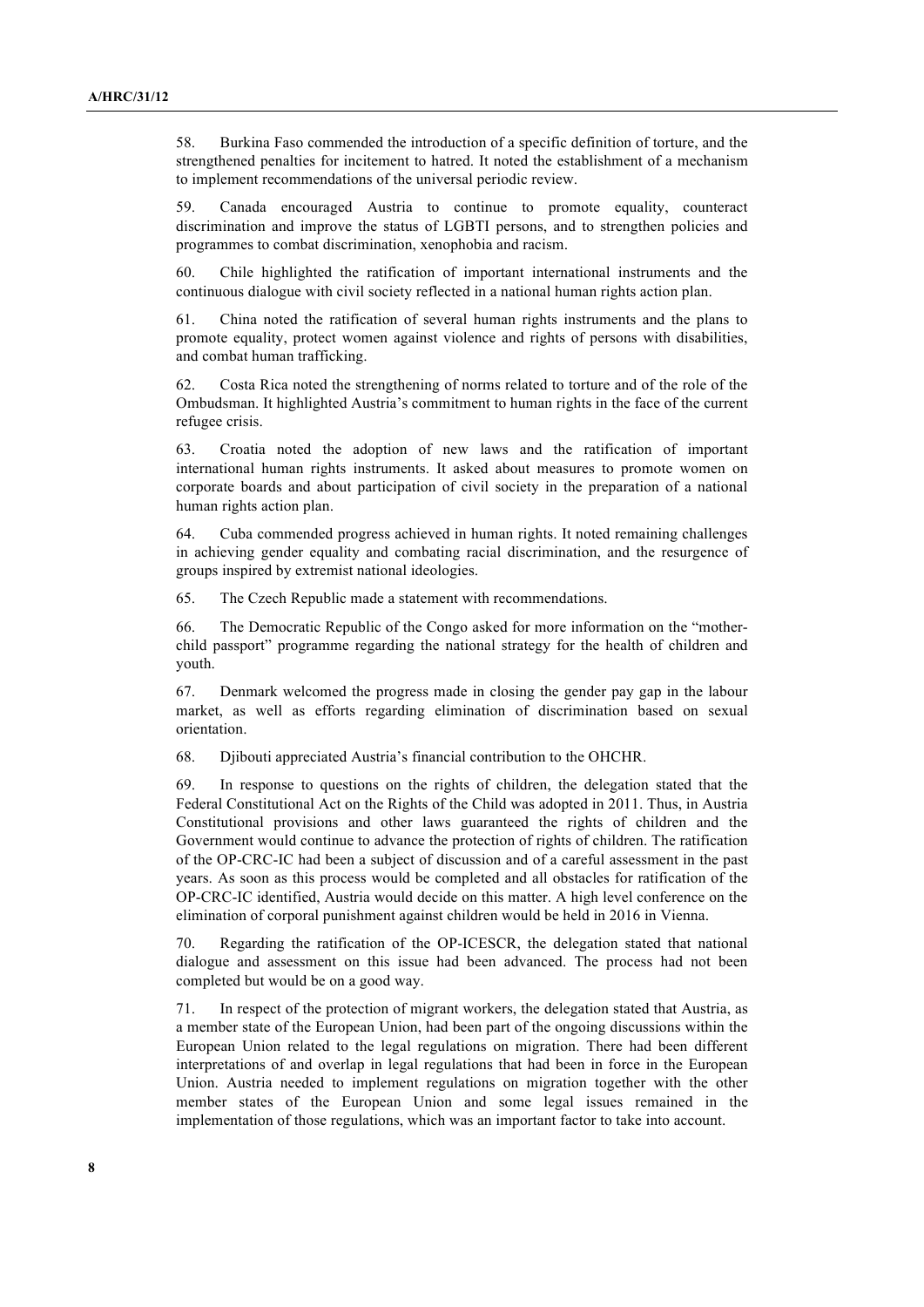58. Burkina Faso commended the introduction of a specific definition of torture, and the strengthened penalties for incitement to hatred. It noted the establishment of a mechanism to implement recommendations of the universal periodic review.

59. Canada encouraged Austria to continue to promote equality, counteract discrimination and improve the status of LGBTI persons, and to strengthen policies and programmes to combat discrimination, xenophobia and racism.

60. Chile highlighted the ratification of important international instruments and the continuous dialogue with civil society reflected in a national human rights action plan.

61. China noted the ratification of several human rights instruments and the plans to promote equality, protect women against violence and rights of persons with disabilities, and combat human trafficking.

62. Costa Rica noted the strengthening of norms related to torture and of the role of the Ombudsman. It highlighted Austria's commitment to human rights in the face of the current refugee crisis.

63. Croatia noted the adoption of new laws and the ratification of important international human rights instruments. It asked about measures to promote women on corporate boards and about participation of civil society in the preparation of a national human rights action plan.

64. Cuba commended progress achieved in human rights. It noted remaining challenges in achieving gender equality and combating racial discrimination, and the resurgence of groups inspired by extremist national ideologies.

65. The Czech Republic made a statement with recommendations.

66. The Democratic Republic of the Congo asked for more information on the "mother-child passport" programme regarding the national strategy for the health of children and youth.

67. Denmark welcomed the progress made in closing the gender pay gap in the labour market, as well as efforts regarding elimination of discrimination based on sexual orientation.

68. Djibouti appreciated Austria's financial contribution to the OHCHR.

69. In response to questions on the rights of children, the delegation stated that the Federal Constitutional Act on the Rights of the Child was adopted in 2011. Thus, in Austria Constitutional provisions and other laws guaranteed the rights of children and the Government would continue to advance the protection of rights of children. The ratification of the OP-CRC-IC had been a subject of discussion and of a careful assessment in the past years. As soon as this process would be completed and all obstacles for ratification of the OP-CRC-IC identified, Austria would decide on this matter. A high level conference on the elimination of corporal punishment against children would be held in 2016 in Vienna.

70. Regarding the ratification of the OP-ICESCR, the delegation stated that national dialogue and assessment on this issue had been advanced. The process had not been completed but would be on a good way.

71. In respect of the protection of migrant workers, the delegation stated that Austria, as a member state of the European Union, had been part of the ongoing discussions within the European Union related to the legal regulations on migration. There had been different interpretations of and overlap in legal regulations that had been in force in the European Union. Austria needed to implement regulations on migration together with the other member states of the European Union and some legal issues remained in the implementation of those regulations, which was an important factor to take into account.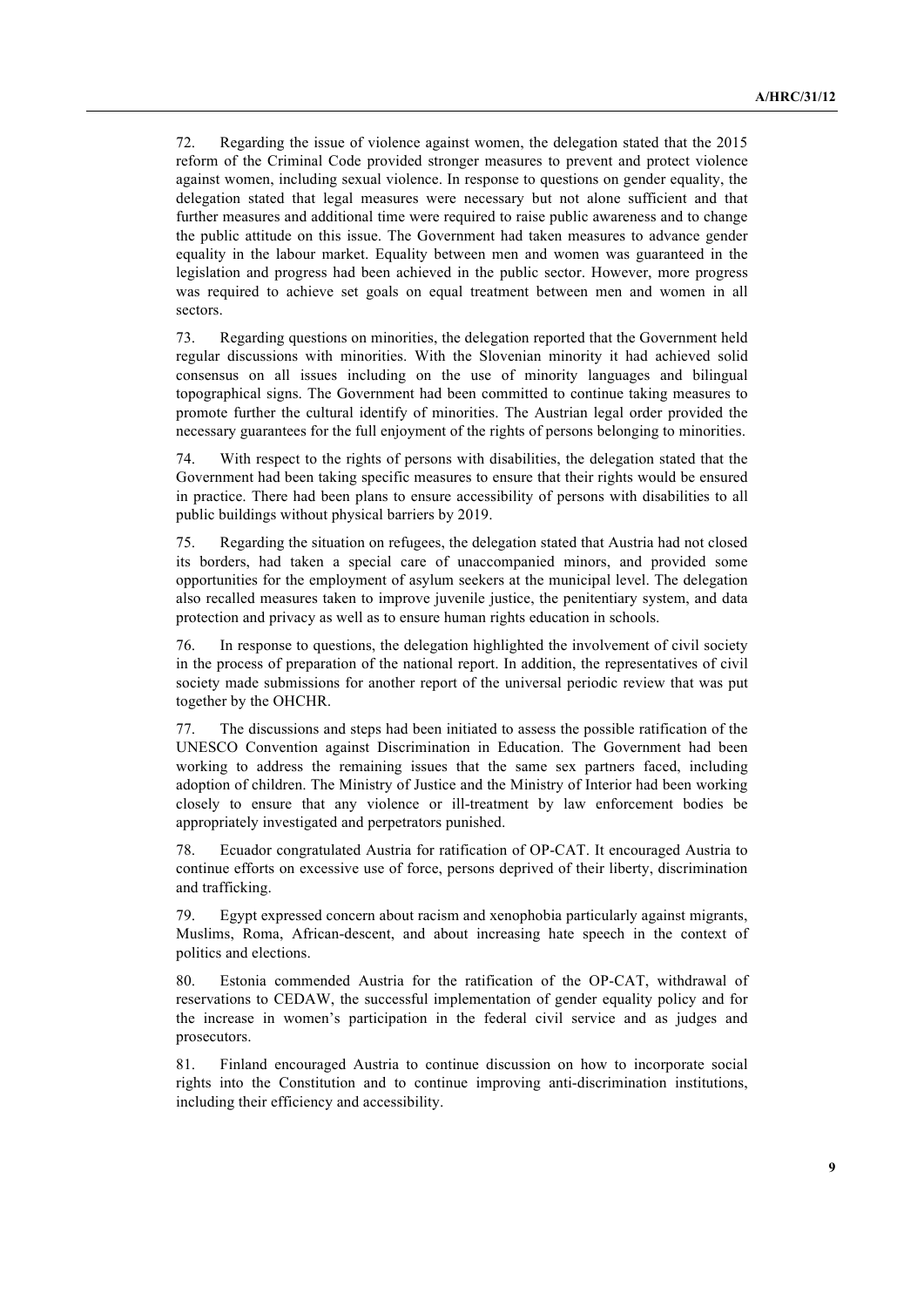72. Regarding the issue of violence against women, the delegation stated that the 2015 reform of the Criminal Code provided stronger measures to prevent and protect violence against women, including sexual violence. In response to questions on gender equality, the delegation stated that legal measures were necessary but not alone sufficient and that further measures and additional time were required to raise public awareness and to change the public attitude on this issue. The Government had taken measures to advance gender equality in the labour market. Equality between men and women was guaranteed in the legislation and progress had been achieved in the public sector. However, more progress was required to achieve set goals on equal treatment between men and women in all sectors.

73. Regarding questions on minorities, the delegation reported that the Government held regular discussions with minorities. With the Slovenian minority it had achieved solid consensus on all issues including on the use of minority languages and bilingual topographical signs. The Government had been committed to continue taking measures to promote further the cultural identify of minorities. The Austrian legal order provided the necessary guarantees for the full enjoyment of the rights of persons belonging to minorities.

74. With respect to the rights of persons with disabilities, the delegation stated that the Government had been taking specific measures to ensure that their rights would be ensured in practice. There had been plans to ensure accessibility of persons with disabilities to all public buildings without physical barriers by 2019.

75. Regarding the situation on refugees, the delegation stated that Austria had not closed its borders, had taken a special care of unaccompanied minors, and provided some opportunities for the employment of asylum seekers at the municipal level. The delegation also recalled measures taken to improve juvenile justice, the penitentiary system, and data protection and privacy as well as to ensure human rights education in schools.

76. In response to questions, the delegation highlighted the involvement of civil society in the process of preparation of the national report. In addition, the representatives of civil society made submissions for another report of the universal periodic review that was put together by the OHCHR.

77. The discussions and steps had been initiated to assess the possible ratification of the UNESCO Convention against Discrimination in Education. The Government had been working to address the remaining issues that the same sex partners faced, including adoption of children. The Ministry of Justice and the Ministry of Interior had been working closely to ensure that any violence or ill-treatment by law enforcement bodies be appropriately investigated and perpetrators punished.

78. Ecuador congratulated Austria for ratification of OP-CAT. It encouraged Austria to continue efforts on excessive use of force, persons deprived of their liberty, discrimination and trafficking.

79. Egypt expressed concern about racism and xenophobia particularly against migrants, Muslims, Roma, African-descent, and about increasing hate speech in the context of politics and elections.

80. Estonia commended Austria for the ratification of the OP-CAT, withdrawal of reservations to CEDAW, the successful implementation of gender equality policy and for the increase in women's participation in the federal civil service and as judges and prosecutors.

81. Finland encouraged Austria to continue discussion on how to incorporate social rights into the Constitution and to continue improving anti-discrimination institutions, including their efficiency and accessibility.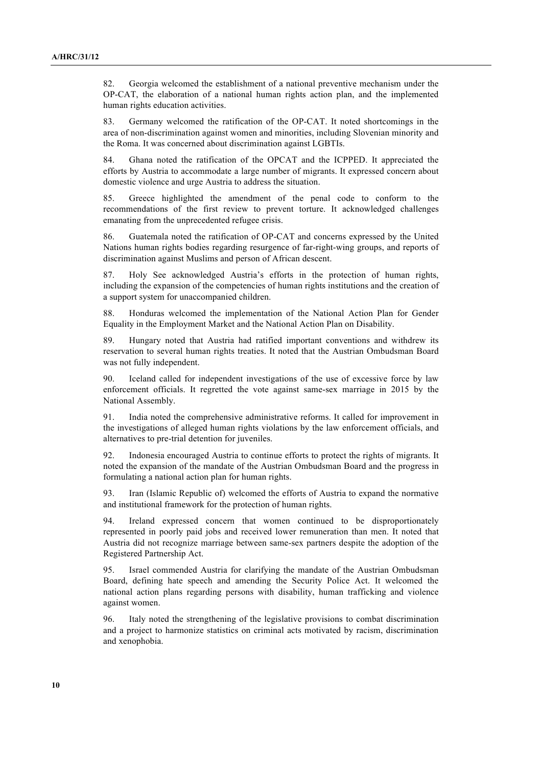82. Georgia welcomed the establishment of a national preventive mechanism under the OP-CAT, the elaboration of a national human rights action plan, and the implemented human rights education activities.

83. Germany welcomed the ratification of the OP-CAT. It noted shortcomings in the area of non-discrimination against women and minorities, including Slovenian minority and the Roma. It was concerned about discrimination against LGBTIs.

84. Ghana noted the ratification of the OPCAT and the ICPPED. It appreciated the efforts by Austria to accommodate a large number of migrants. It expressed concern about domestic violence and urge Austria to address the situation.

85. Greece highlighted the amendment of the penal code to conform to the recommendations of the first review to prevent torture. It acknowledged challenges emanating from the unprecedented refugee crisis.

86. Guatemala noted the ratification of OP-CAT and concerns expressed by the United Nations human rights bodies regarding resurgence of far-right-wing groups, and reports of discrimination against Muslims and person of African descent.

87. Holy See acknowledged Austria's efforts in the protection of human rights, including the expansion of the competencies of human rights institutions and the creation of a support system for unaccompanied children.

88. Honduras welcomed the implementation of the National Action Plan for Gender Equality in the Employment Market and the National Action Plan on Disability.

89. Hungary noted that Austria had ratified important conventions and withdrew its reservation to several human rights treaties. It noted that the Austrian Ombudsman Board was not fully independent.

90. Iceland called for independent investigations of the use of excessive force by law enforcement officials. It regretted the vote against same-sex marriage in 2015 by the National Assembly.

91. India noted the comprehensive administrative reforms. It called for improvement in the investigations of alleged human rights violations by the law enforcement officials, and alternatives to pre-trial detention for juveniles.

92. Indonesia encouraged Austria to continue efforts to protect the rights of migrants. It noted the expansion of the mandate of the Austrian Ombudsman Board and the progress in formulating a national action plan for human rights.

93. Iran (Islamic Republic of) welcomed the efforts of Austria to expand the normative and institutional framework for the protection of human rights.

94. Ireland expressed concern that women continued to be disproportionately represented in poorly paid jobs and received lower remuneration than men. It noted that Austria did not recognize marriage between same-sex partners despite the adoption of the Registered Partnership Act.

95. Israel commended Austria for clarifying the mandate of the Austrian Ombudsman Board, defining hate speech and amending the Security Police Act. It welcomed the national action plans regarding persons with disability, human trafficking and violence against women.

96. Italy noted the strengthening of the legislative provisions to combat discrimination and a project to harmonize statistics on criminal acts motivated by racism, discrimination and xenophobia.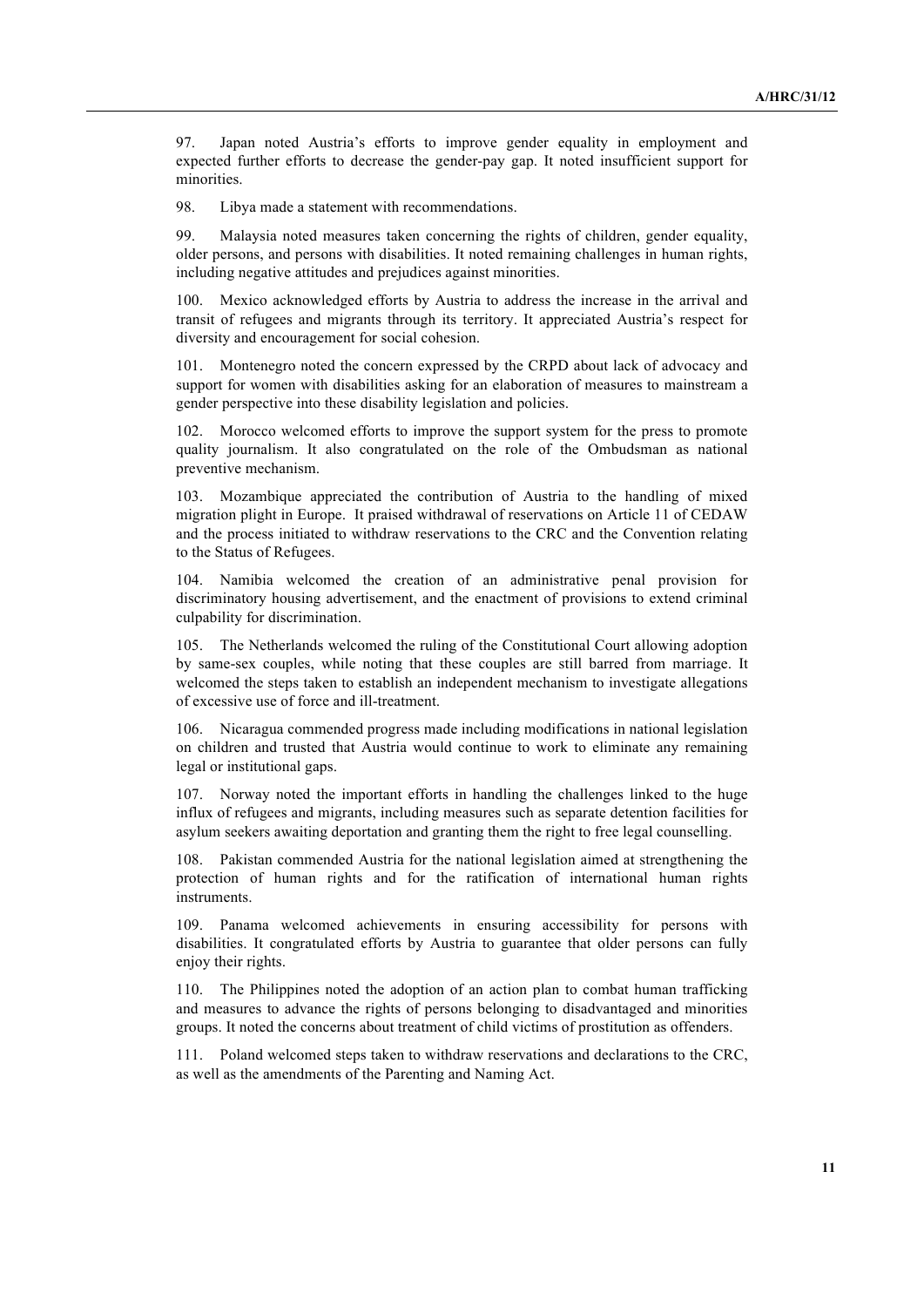97. Japan noted Austria's efforts to improve gender equality in employment and expected further efforts to decrease the gender-pay gap. It noted insufficient support for minorities.

98. Libya made a statement with recommendations.

99. Malaysia noted measures taken concerning the rights of children, gender equality, older persons, and persons with disabilities. It noted remaining challenges in human rights, including negative attitudes and prejudices against minorities.

100. Mexico acknowledged efforts by Austria to address the increase in the arrival and transit of refugees and migrants through its territory. It appreciated Austria's respect for diversity and encouragement for social cohesion.

101. Montenegro noted the concern expressed by the CRPD about lack of advocacy and support for women with disabilities asking for an elaboration of measures to mainstream a gender perspective into these disability legislation and policies.

102. Morocco welcomed efforts to improve the support system for the press to promote quality journalism. It also congratulated on the role of the Ombudsman as national preventive mechanism.

103. Mozambique appreciated the contribution of Austria to the handling of mixed migration plight in Europe. It praised withdrawal of reservations on Article 11 of CEDAW and the process initiated to withdraw reservations to the CRC and the Convention relating to the Status of Refugees.

104. Namibia welcomed the creation of an administrative penal provision for discriminatory housing advertisement, and the enactment of provisions to extend criminal culpability for discrimination.

105. The Netherlands welcomed the ruling of the Constitutional Court allowing adoption by same-sex couples, while noting that these couples are still barred from marriage. It welcomed the steps taken to establish an independent mechanism to investigate allegations of excessive use of force and ill-treatment.

106. Nicaragua commended progress made including modifications in national legislation on children and trusted that Austria would continue to work to eliminate any remaining legal or institutional gaps.

107. Norway noted the important efforts in handling the challenges linked to the huge influx of refugees and migrants, including measures such as separate detention facilities for asylum seekers awaiting deportation and granting them the right to free legal counselling.

108. Pakistan commended Austria for the national legislation aimed at strengthening the protection of human rights and for the ratification of international human rights instruments.

109. Panama welcomed achievements in ensuring accessibility for persons with disabilities. It congratulated efforts by Austria to guarantee that older persons can fully enjoy their rights.

110. The Philippines noted the adoption of an action plan to combat human trafficking and measures to advance the rights of persons belonging to disadvantaged and minorities groups. It noted the concerns about treatment of child victims of prostitution as offenders.

111. Poland welcomed steps taken to withdraw reservations and declarations to the CRC, as well as the amendments of the Parenting and Naming Act.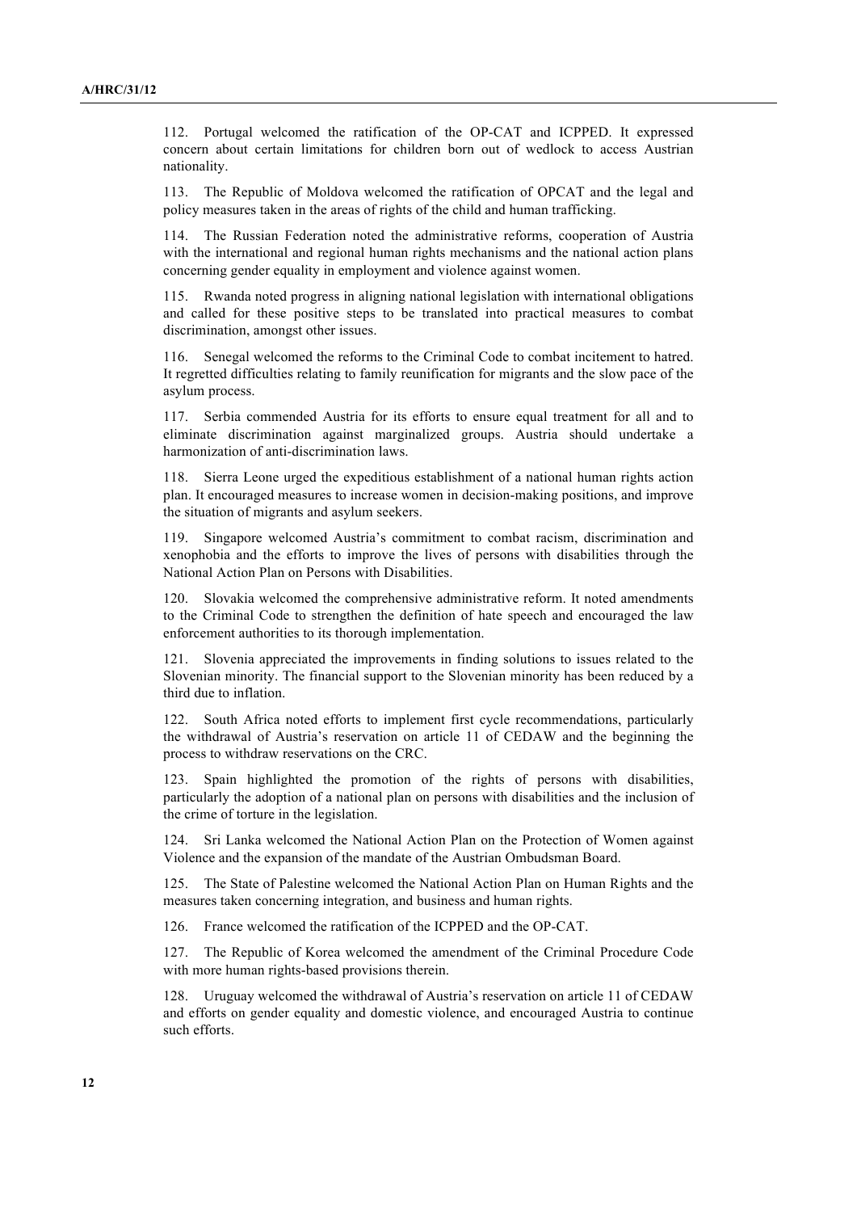112. Portugal welcomed the ratification of the OP-CAT and ICPPED. It expressed concern about certain limitations for children born out of wedlock to access Austrian nationality.

113. The Republic of Moldova welcomed the ratification of OPCAT and the legal and policy measures taken in the areas of rights of the child and human trafficking.

114. The Russian Federation noted the administrative reforms, cooperation of Austria with the international and regional human rights mechanisms and the national action plans concerning gender equality in employment and violence against women.

115. Rwanda noted progress in aligning national legislation with international obligations and called for these positive steps to be translated into practical measures to combat discrimination, amongst other issues.

116. Senegal welcomed the reforms to the Criminal Code to combat incitement to hatred. It regretted difficulties relating to family reunification for migrants and the slow pace of the asylum process.

117. Serbia commended Austria for its efforts to ensure equal treatment for all and to eliminate discrimination against marginalized groups. Austria should undertake a harmonization of anti-discrimination laws.

118. Sierra Leone urged the expeditious establishment of a national human rights action plan. It encouraged measures to increase women in decision-making positions, and improve the situation of migrants and asylum seekers.

119. Singapore welcomed Austria's commitment to combat racism, discrimination and xenophobia and the efforts to improve the lives of persons with disabilities through the National Action Plan on Persons with Disabilities.

120. Slovakia welcomed the comprehensive administrative reform. It noted amendments to the Criminal Code to strengthen the definition of hate speech and encouraged the law enforcement authorities to its thorough implementation.

121. Slovenia appreciated the improvements in finding solutions to issues related to the Slovenian minority. The financial support to the Slovenian minority has been reduced by a third due to inflation.

122. South Africa noted efforts to implement first cycle recommendations, particularly the withdrawal of Austria's reservation on article 11 of CEDAW and the beginning the process to withdraw reservations on the CRC.

123. Spain highlighted the promotion of the rights of persons with disabilities, particularly the adoption of a national plan on persons with disabilities and the inclusion of the crime of torture in the legislation.

124. Sri Lanka welcomed the National Action Plan on the Protection of Women against Violence and the expansion of the mandate of the Austrian Ombudsman Board.

125. The State of Palestine welcomed the National Action Plan on Human Rights and the measures taken concerning integration, and business and human rights.

126. France welcomed the ratification of the ICPPED and the OP-CAT.

127. The Republic of Korea welcomed the amendment of the Criminal Procedure Code with more human rights-based provisions therein.

128. Uruguay welcomed the withdrawal of Austria's reservation on article 11 of CEDAW and efforts on gender equality and domestic violence, and encouraged Austria to continue such efforts.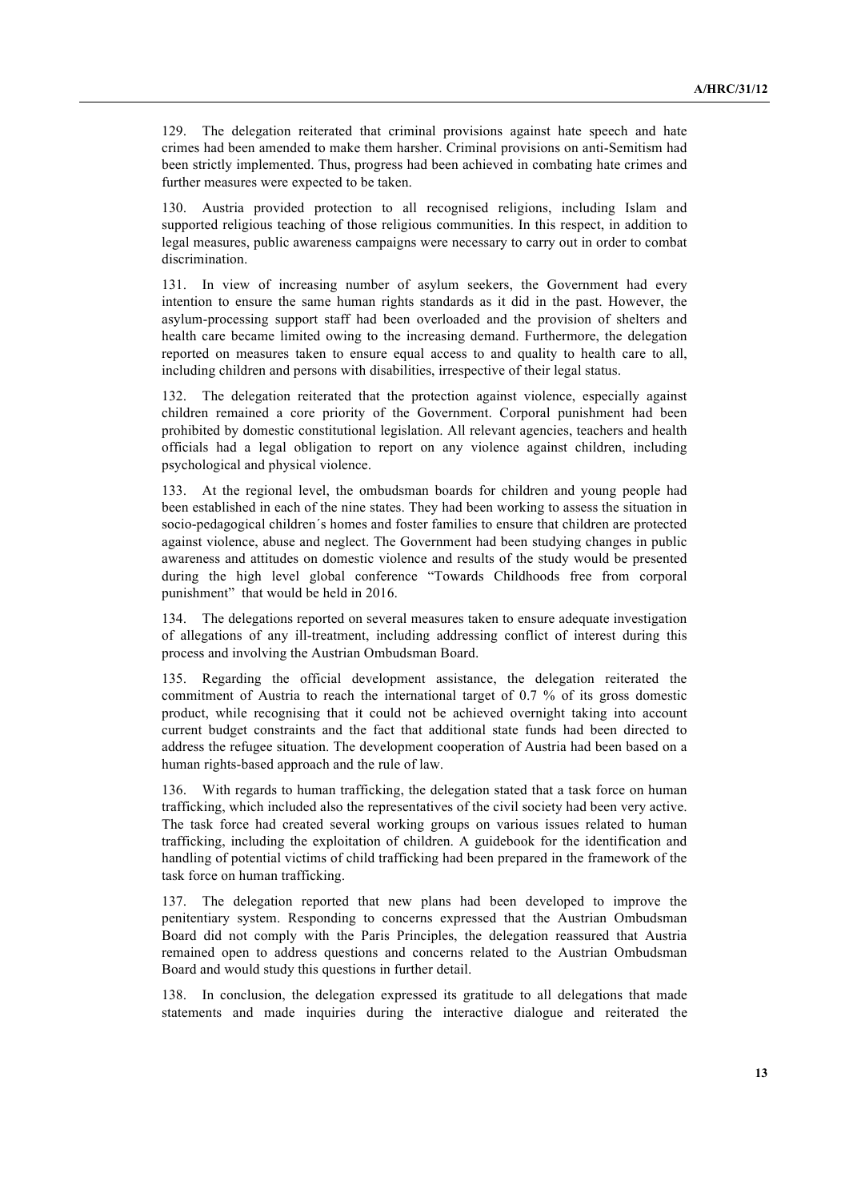129. The delegation reiterated that criminal provisions against hate speech and hate crimes had been amended to make them harsher. Criminal provisions on anti-Semitism had been strictly implemented. Thus, progress had been achieved in combating hate crimes and further measures were expected to be taken.

130. Austria provided protection to all recognised religions, including Islam and supported religious teaching of those religious communities. In this respect, in addition to legal measures, public awareness campaigns were necessary to carry out in order to combat discrimination.

131. In view of increasing number of asylum seekers, the Government had every intention to ensure the same human rights standards as it did in the past. However, the asylum-processing support staff had been overloaded and the provision of shelters and health care became limited owing to the increasing demand. Furthermore, the delegation reported on measures taken to ensure equal access to and quality to health care to all, including children and persons with disabilities, irrespective of their legal status.

132. The delegation reiterated that the protection against violence, especially against children remained a core priority of the Government. Corporal punishment had been prohibited by domestic constitutional legislation. All relevant agencies, teachers and health officials had a legal obligation to report on any violence against children, including psychological and physical violence.

133. At the regional level, the ombudsman boards for children and young people had been established in each of the nine states. They had been working to assess the situation in socio-pedagogical children´s homes and foster families to ensure that children are protected against violence, abuse and neglect. The Government had been studying changes in public awareness and attitudes on domestic violence and results of the study would be presented during the high level global conference "Towards Childhoods free from corporal punishment" that would be held in 2016.

134. The delegations reported on several measures taken to ensure adequate investigation of allegations of any ill-treatment, including addressing conflict of interest during this process and involving the Austrian Ombudsman Board.

135. Regarding the official development assistance, the delegation reiterated the commitment of Austria to reach the international target of 0.7 % of its gross domestic product, while recognising that it could not be achieved overnight taking into account current budget constraints and the fact that additional state funds had been directed to address the refugee situation. The development cooperation of Austria had been based on a human rights-based approach and the rule of law.

136. With regards to human trafficking, the delegation stated that a task force on human trafficking, which included also the representatives of the civil society had been very active. The task force had created several working groups on various issues related to human trafficking, including the exploitation of children. A guidebook for the identification and handling of potential victims of child trafficking had been prepared in the framework of the task force on human trafficking.

137. The delegation reported that new plans had been developed to improve the penitentiary system. Responding to concerns expressed that the Austrian Ombudsman Board did not comply with the Paris Principles, the delegation reassured that Austria remained open to address questions and concerns related to the Austrian Ombudsman Board and would study this questions in further detail.

138. In conclusion, the delegation expressed its gratitude to all delegations that made statements and made inquiries during the interactive dialogue and reiterated the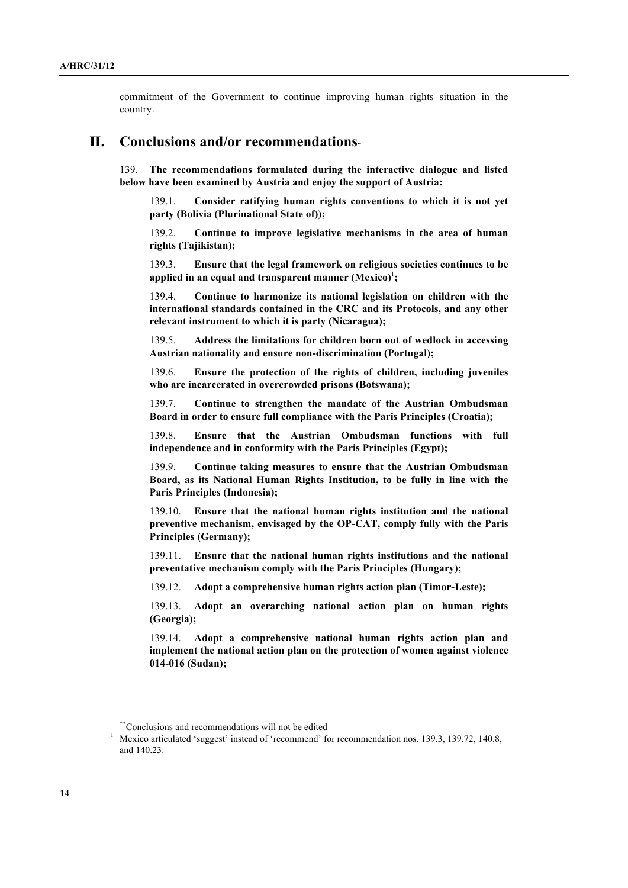commitment of the Government to continue improving human rights situation in the country.

## II. Conclusions and/or recommendations[**]

139. **The recommendations formulated during the interactive dialogue and listed below have been examined by Austria and enjoy the support of Austria:**

139.1. **Consider ratifying human rights conventions to which it is not yet party (Bolivia (Plurinational State of));**

139.2. **Continue to improve legislative mechanisms in the area of human rights (Tajikistan);**

139.3. **Ensure that the legal framework on religious societies continues to be applied in an equal and transparent manner (Mexico)[1];**

139.4. **Continue to harmonize its national legislation on children with the international standards contained in the CRC and its Protocols, and any other relevant instrument to which it is party (Nicaragua);**

139.5. **Address the limitations for children born out of wedlock in accessing Austrian nationality and ensure non-discrimination (Portugal);**

139.6. **Ensure the protection of the rights of children, including juveniles who are incarcerated in overcrowded prisons (Botswana);**

139.7. **Continue to strengthen the mandate of the Austrian Ombudsman Board in order to ensure full compliance with the Paris Principles (Croatia);**

139.8. **Ensure that the Austrian Ombudsman functions with full independence and in conformity with the Paris Principles (Egypt);**

139.9. **Continue taking measures to ensure that the Austrian Ombudsman Board, as its National Human Rights Institution, to be fully in line with the Paris Principles (Indonesia);**

139.10. **Ensure that the national human rights institution and the national preventive mechanism, envisaged by the OP-CAT, comply fully with the Paris Principles (Germany);**

139.11. **Ensure that the national human rights institutions and the national preventative mechanism comply with the Paris Principles (Hungary);**

139.12. **Adopt a comprehensive human rights action plan (Timor-Leste);**

139.13. **Adopt an overarching national action plan on human rights (Georgia);**

139.14. **Adopt a comprehensive national human rights action plan and implement the national action plan on the protection of women against violence 014-016 (Sudan);**

---

[**] Conclusions and recommendations will not be edited

[1] Mexico articulated 'suggest' instead of 'recommend' for recommendation nos. 139.3, 139.72, 140.8, and 140.23.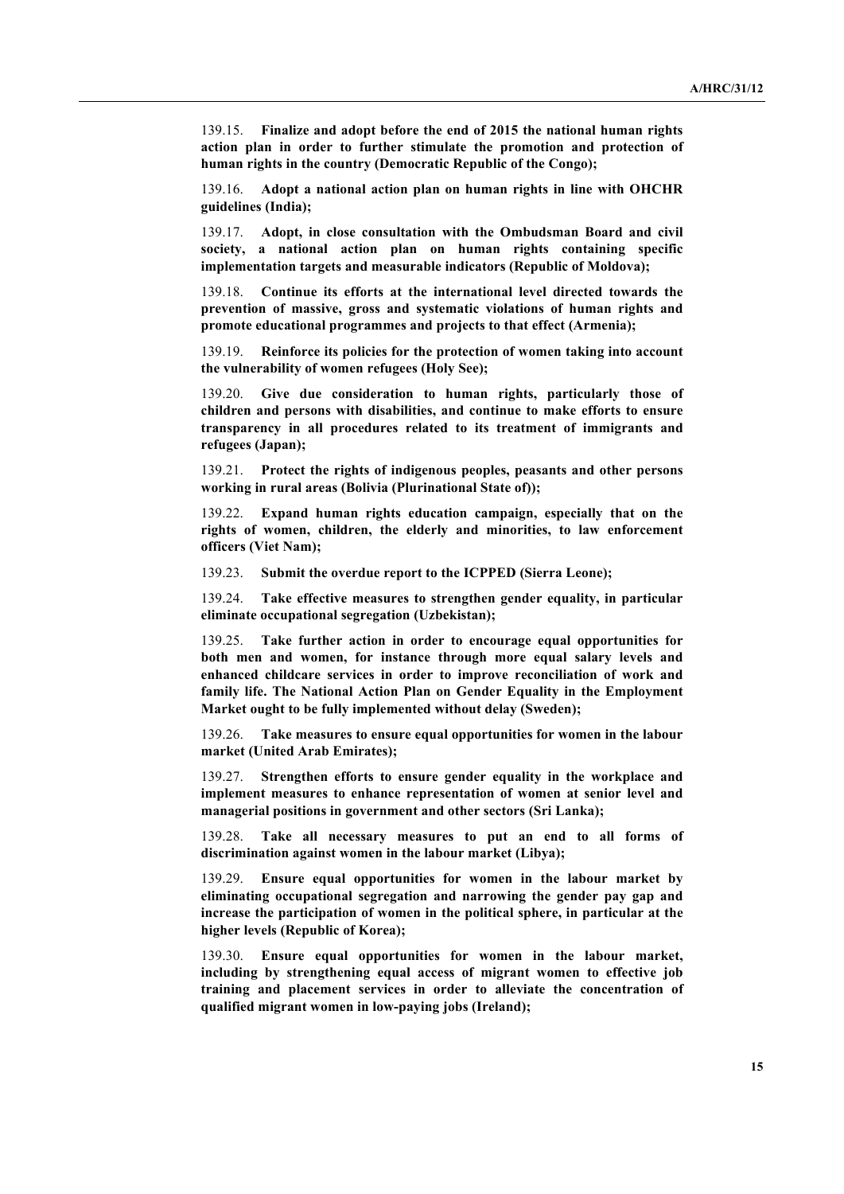139.15. **Finalize and adopt before the end of 2015 the national human rights action plan in order to further stimulate the promotion and protection of human rights in the country (Democratic Republic of the Congo);**

139.16. **Adopt a national action plan on human rights in line with OHCHR guidelines (India);**

139.17. **Adopt, in close consultation with the Ombudsman Board and civil society, a national action plan on human rights containing specific implementation targets and measurable indicators (Republic of Moldova);**

139.18. **Continue its efforts at the international level directed towards the prevention of massive, gross and systematic violations of human rights and promote educational programmes and projects to that effect (Armenia);**

139.19. **Reinforce its policies for the protection of women taking into account the vulnerability of women refugees (Holy See);**

139.20. **Give due consideration to human rights, particularly those of children and persons with disabilities, and continue to make efforts to ensure transparency in all procedures related to its treatment of immigrants and refugees (Japan);**

139.21. **Protect the rights of indigenous peoples, peasants and other persons working in rural areas (Bolivia (Plurinational State of));**

139.22. **Expand human rights education campaign, especially that on the rights of women, children, the elderly and minorities, to law enforcement officers (Viet Nam);**

139.23. **Submit the overdue report to the ICPPED (Sierra Leone);**

139.24. **Take effective measures to strengthen gender equality, in particular eliminate occupational segregation (Uzbekistan);**

139.25. **Take further action in order to encourage equal opportunities for both men and women, for instance through more equal salary levels and enhanced childcare services in order to improve reconciliation of work and family life. The National Action Plan on Gender Equality in the Employment Market ought to be fully implemented without delay (Sweden);**

139.26. **Take measures to ensure equal opportunities for women in the labour market (United Arab Emirates);**

139.27. **Strengthen efforts to ensure gender equality in the workplace and implement measures to enhance representation of women at senior level and managerial positions in government and other sectors (Sri Lanka);**

139.28. **Take all necessary measures to put an end to all forms of discrimination against women in the labour market (Libya);**

139.29. **Ensure equal opportunities for women in the labour market by eliminating occupational segregation and narrowing the gender pay gap and increase the participation of women in the political sphere, in particular at the higher levels (Republic of Korea);**

139.30. **Ensure equal opportunities for women in the labour market, including by strengthening equal access of migrant women to effective job training and placement services in order to alleviate the concentration of qualified migrant women in low-paying jobs (Ireland);**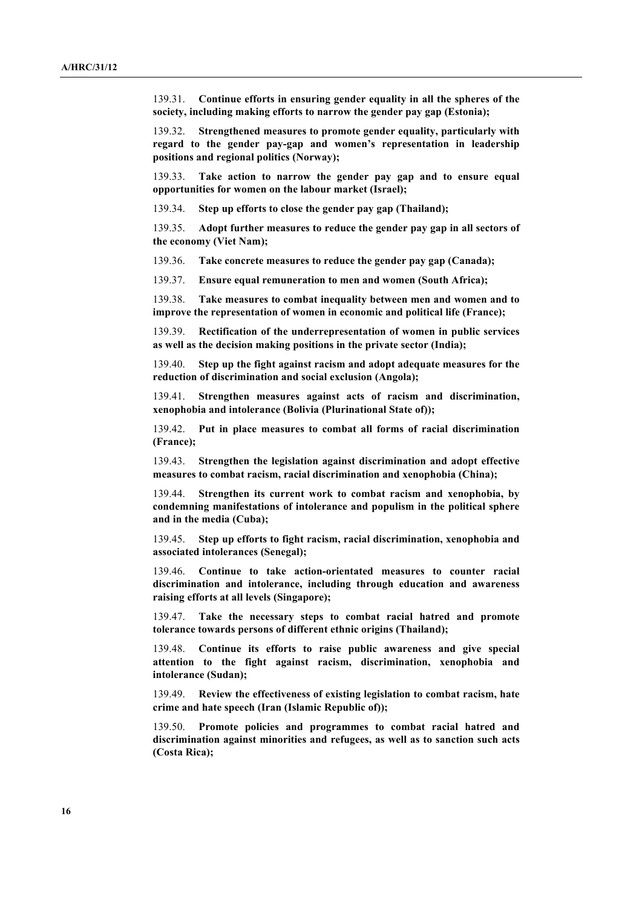139.31. **Continue efforts in ensuring gender equality in all the spheres of the society, including making efforts to narrow the gender pay gap (Estonia);**

139.32. **Strengthened measures to promote gender equality, particularly with regard to the gender pay-gap and women's representation in leadership positions and regional politics (Norway);**

139.33. **Take action to narrow the gender pay gap and to ensure equal opportunities for women on the labour market (Israel);**

139.34. **Step up efforts to close the gender pay gap (Thailand);**

139.35. **Adopt further measures to reduce the gender pay gap in all sectors of the economy (Viet Nam);**

139.36. **Take concrete measures to reduce the gender pay gap (Canada);**

139.37. **Ensure equal remuneration to men and women (South Africa);**

139.38. **Take measures to combat inequality between men and women and to improve the representation of women in economic and political life (France);**

139.39. **Rectification of the underrepresentation of women in public services as well as the decision making positions in the private sector (India);**

139.40. **Step up the fight against racism and adopt adequate measures for the reduction of discrimination and social exclusion (Angola);**

139.41. **Strengthen measures against acts of racism and discrimination, xenophobia and intolerance (Bolivia (Plurinational State of));**

139.42. **Put in place measures to combat all forms of racial discrimination (France);**

139.43. **Strengthen the legislation against discrimination and adopt effective measures to combat racism, racial discrimination and xenophobia (China);**

139.44. **Strengthen its current work to combat racism and xenophobia, by condemning manifestations of intolerance and populism in the political sphere and in the media (Cuba);**

139.45. **Step up efforts to fight racism, racial discrimination, xenophobia and associated intolerances (Senegal);**

139.46. **Continue to take action-orientated measures to counter racial discrimination and intolerance, including through education and awareness raising efforts at all levels (Singapore);**

139.47. **Take the necessary steps to combat racial hatred and promote tolerance towards persons of different ethnic origins (Thailand);**

139.48. **Continue its efforts to raise public awareness and give special attention to the fight against racism, discrimination, xenophobia and intolerance (Sudan);**

139.49. **Review the effectiveness of existing legislation to combat racism, hate crime and hate speech (Iran (Islamic Republic of));**

139.50. **Promote policies and programmes to combat racial hatred and discrimination against minorities and refugees, as well as to sanction such acts (Costa Rica);**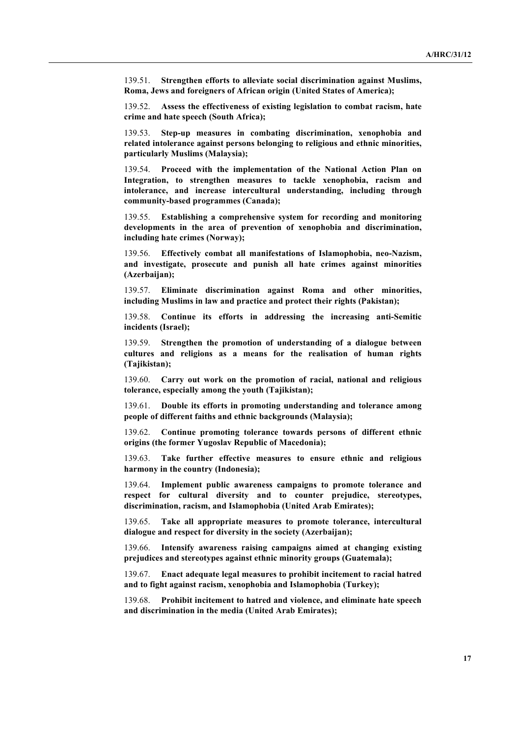139.51. **Strengthen efforts to alleviate social discrimination against Muslims, Roma, Jews and foreigners of African origin (United States of America);**

139.52. **Assess the effectiveness of existing legislation to combat racism, hate crime and hate speech (South Africa);**

139.53. **Step-up measures in combating discrimination, xenophobia and related intolerance against persons belonging to religious and ethnic minorities, particularly Muslims (Malaysia);**

139.54. **Proceed with the implementation of the National Action Plan on Integration, to strengthen measures to tackle xenophobia, racism and intolerance, and increase intercultural understanding, including through community-based programmes (Canada);**

139.55. **Establishing a comprehensive system for recording and monitoring developments in the area of prevention of xenophobia and discrimination, including hate crimes (Norway);**

139.56. **Effectively combat all manifestations of Islamophobia, neo-Nazism, and investigate, prosecute and punish all hate crimes against minorities (Azerbaijan);**

139.57. **Eliminate discrimination against Roma and other minorities, including Muslims in law and practice and protect their rights (Pakistan);**

139.58. **Continue its efforts in addressing the increasing anti-Semitic incidents (Israel);**

139.59. **Strengthen the promotion of understanding of a dialogue between cultures and religions as a means for the realisation of human rights (Tajikistan);**

139.60. **Carry out work on the promotion of racial, national and religious tolerance, especially among the youth (Tajikistan);**

139.61. **Double its efforts in promoting understanding and tolerance among people of different faiths and ethnic backgrounds (Malaysia);**

139.62. **Continue promoting tolerance towards persons of different ethnic origins (the former Yugoslav Republic of Macedonia);**

139.63. **Take further effective measures to ensure ethnic and religious harmony in the country (Indonesia);**

139.64. **Implement public awareness campaigns to promote tolerance and respect for cultural diversity and to counter prejudice, stereotypes, discrimination, racism, and Islamophobia (United Arab Emirates);**

139.65. **Take all appropriate measures to promote tolerance, intercultural dialogue and respect for diversity in the society (Azerbaijan);**

139.66. **Intensify awareness raising campaigns aimed at changing existing prejudices and stereotypes against ethnic minority groups (Guatemala);**

139.67. **Enact adequate legal measures to prohibit incitement to racial hatred and to fight against racism, xenophobia and Islamophobia (Turkey);**

139.68. **Prohibit incitement to hatred and violence, and eliminate hate speech and discrimination in the media (United Arab Emirates);**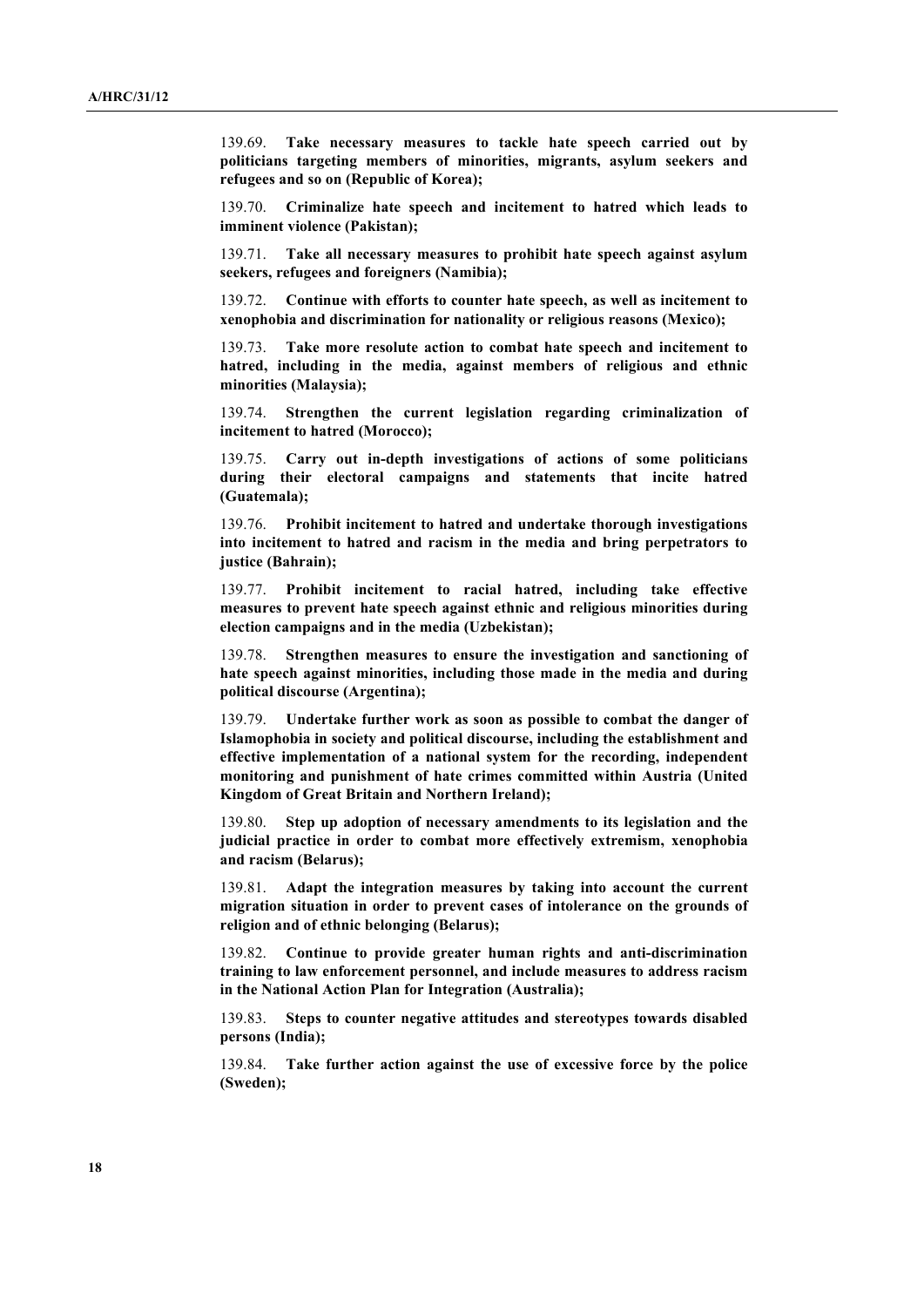139.69. **Take necessary measures to tackle hate speech carried out by politicians targeting members of minorities, migrants, asylum seekers and refugees and so on (Republic of Korea);**

139.70. **Criminalize hate speech and incitement to hatred which leads to imminent violence (Pakistan);**

139.71. **Take all necessary measures to prohibit hate speech against asylum seekers, refugees and foreigners (Namibia);**

139.72. **Continue with efforts to counter hate speech, as well as incitement to xenophobia and discrimination for nationality or religious reasons (Mexico);**

139.73. **Take more resolute action to combat hate speech and incitement to hatred, including in the media, against members of religious and ethnic minorities (Malaysia);**

139.74. **Strengthen the current legislation regarding criminalization of incitement to hatred (Morocco);**

139.75. **Carry out in-depth investigations of actions of some politicians during their electoral campaigns and statements that incite hatred (Guatemala);**

139.76. **Prohibit incitement to hatred and undertake thorough investigations into incitement to hatred and racism in the media and bring perpetrators to justice (Bahrain);**

139.77. **Prohibit incitement to racial hatred, including take effective measures to prevent hate speech against ethnic and religious minorities during election campaigns and in the media (Uzbekistan);**

139.78. **Strengthen measures to ensure the investigation and sanctioning of hate speech against minorities, including those made in the media and during political discourse (Argentina);**

139.79. **Undertake further work as soon as possible to combat the danger of Islamophobia in society and political discourse, including the establishment and effective implementation of a national system for the recording, independent monitoring and punishment of hate crimes committed within Austria (United Kingdom of Great Britain and Northern Ireland);**

139.80. **Step up adoption of necessary amendments to its legislation and the judicial practice in order to combat more effectively extremism, xenophobia and racism (Belarus);**

139.81. **Adapt the integration measures by taking into account the current migration situation in order to prevent cases of intolerance on the grounds of religion and of ethnic belonging (Belarus);**

139.82. **Continue to provide greater human rights and anti-discrimination training to law enforcement personnel, and include measures to address racism in the National Action Plan for Integration (Australia);**

139.83. **Steps to counter negative attitudes and stereotypes towards disabled persons (India);**

139.84. **Take further action against the use of excessive force by the police (Sweden);**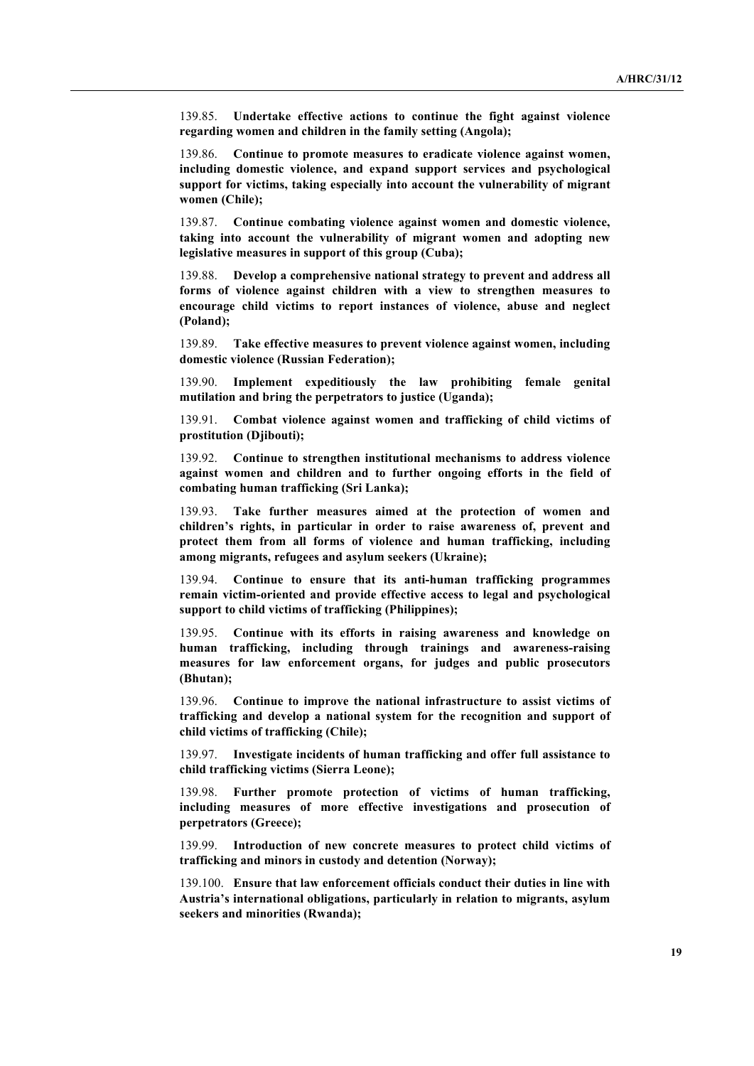139.85. **Undertake effective actions to continue the fight against violence regarding women and children in the family setting (Angola);**

139.86. **Continue to promote measures to eradicate violence against women, including domestic violence, and expand support services and psychological support for victims, taking especially into account the vulnerability of migrant women (Chile);**

139.87. **Continue combating violence against women and domestic violence, taking into account the vulnerability of migrant women and adopting new legislative measures in support of this group (Cuba);**

139.88. **Develop a comprehensive national strategy to prevent and address all forms of violence against children with a view to strengthen measures to encourage child victims to report instances of violence, abuse and neglect (Poland);**

139.89. **Take effective measures to prevent violence against women, including domestic violence (Russian Federation);**

139.90. **Implement expeditiously the law prohibiting female genital mutilation and bring the perpetrators to justice (Uganda);**

139.91. **Combat violence against women and trafficking of child victims of prostitution (Djibouti);**

139.92. **Continue to strengthen institutional mechanisms to address violence against women and children and to further ongoing efforts in the field of combating human trafficking (Sri Lanka);**

139.93. **Take further measures aimed at the protection of women and children's rights, in particular in order to raise awareness of, prevent and protect them from all forms of violence and human trafficking, including among migrants, refugees and asylum seekers (Ukraine);**

139.94. **Continue to ensure that its anti-human trafficking programmes remain victim-oriented and provide effective access to legal and psychological support to child victims of trafficking (Philippines);**

139.95. **Continue with its efforts in raising awareness and knowledge on human trafficking, including through trainings and awareness-raising measures for law enforcement organs, for judges and public prosecutors (Bhutan);**

139.96. **Continue to improve the national infrastructure to assist victims of trafficking and develop a national system for the recognition and support of child victims of trafficking (Chile);**

139.97. **Investigate incidents of human trafficking and offer full assistance to child trafficking victims (Sierra Leone);**

139.98. **Further promote protection of victims of human trafficking, including measures of more effective investigations and prosecution of perpetrators (Greece);**

139.99. **Introduction of new concrete measures to protect child victims of trafficking and minors in custody and detention (Norway);**

139.100. **Ensure that law enforcement officials conduct their duties in line with Austria's international obligations, particularly in relation to migrants, asylum seekers and minorities (Rwanda);**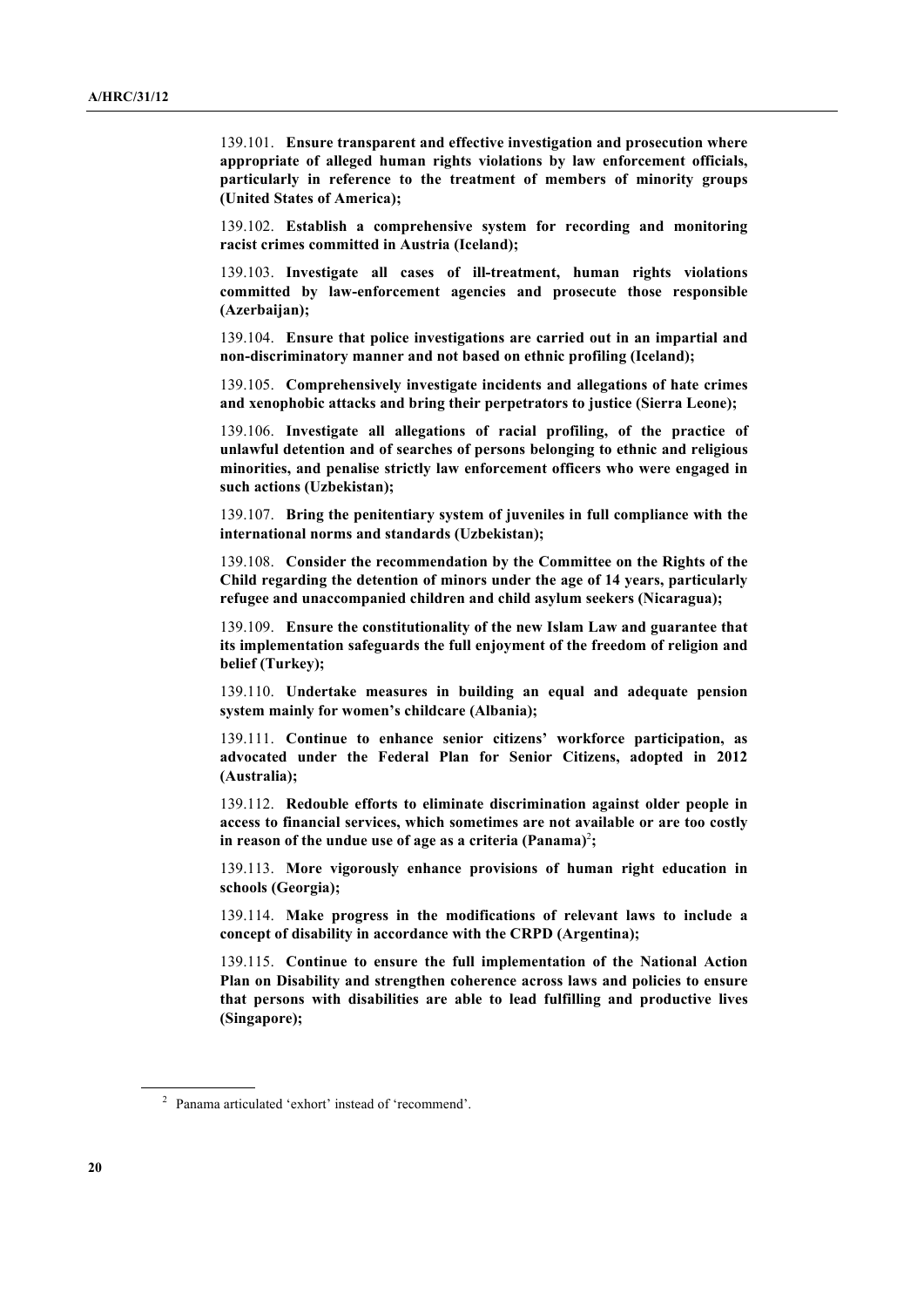139.101. **Ensure transparent and effective investigation and prosecution where appropriate of alleged human rights violations by law enforcement officials, particularly in reference to the treatment of members of minority groups (United States of America);**

139.102. **Establish a comprehensive system for recording and monitoring racist crimes committed in Austria (Iceland);**

139.103. **Investigate all cases of ill-treatment, human rights violations committed by law-enforcement agencies and prosecute those responsible (Azerbaijan);**

139.104. **Ensure that police investigations are carried out in an impartial and non-discriminatory manner and not based on ethnic profiling (Iceland);**

139.105. **Comprehensively investigate incidents and allegations of hate crimes and xenophobic attacks and bring their perpetrators to justice (Sierra Leone);**

139.106. **Investigate all allegations of racial profiling, of the practice of unlawful detention and of searches of persons belonging to ethnic and religious minorities, and penalise strictly law enforcement officers who were engaged in such actions (Uzbekistan);**

139.107. **Bring the penitentiary system of juveniles in full compliance with the international norms and standards (Uzbekistan);**

139.108. **Consider the recommendation by the Committee on the Rights of the Child regarding the detention of minors under the age of 14 years, particularly refugee and unaccompanied children and child asylum seekers (Nicaragua);**

139.109. **Ensure the constitutionality of the new Islam Law and guarantee that its implementation safeguards the full enjoyment of the freedom of religion and belief (Turkey);**

139.110. **Undertake measures in building an equal and adequate pension system mainly for women's childcare (Albania);**

139.111. **Continue to enhance senior citizens' workforce participation, as advocated under the Federal Plan for Senior Citizens, adopted in 2012 (Australia);**

139.112. **Redouble efforts to eliminate discrimination against older people in access to financial services, which sometimes are not available or are too costly in reason of the undue use of age as a criteria (Panama)[2];**

139.113. **More vigorously enhance provisions of human right education in schools (Georgia);**

139.114. **Make progress in the modifications of relevant laws to include a concept of disability in accordance with the CRPD (Argentina);**

139.115. **Continue to ensure the full implementation of the National Action Plan on Disability and strengthen coherence across laws and policies to ensure that persons with disabilities are able to lead fulfilling and productive lives (Singapore);**

---

[2] Panama articulated 'exhort' instead of 'recommend'.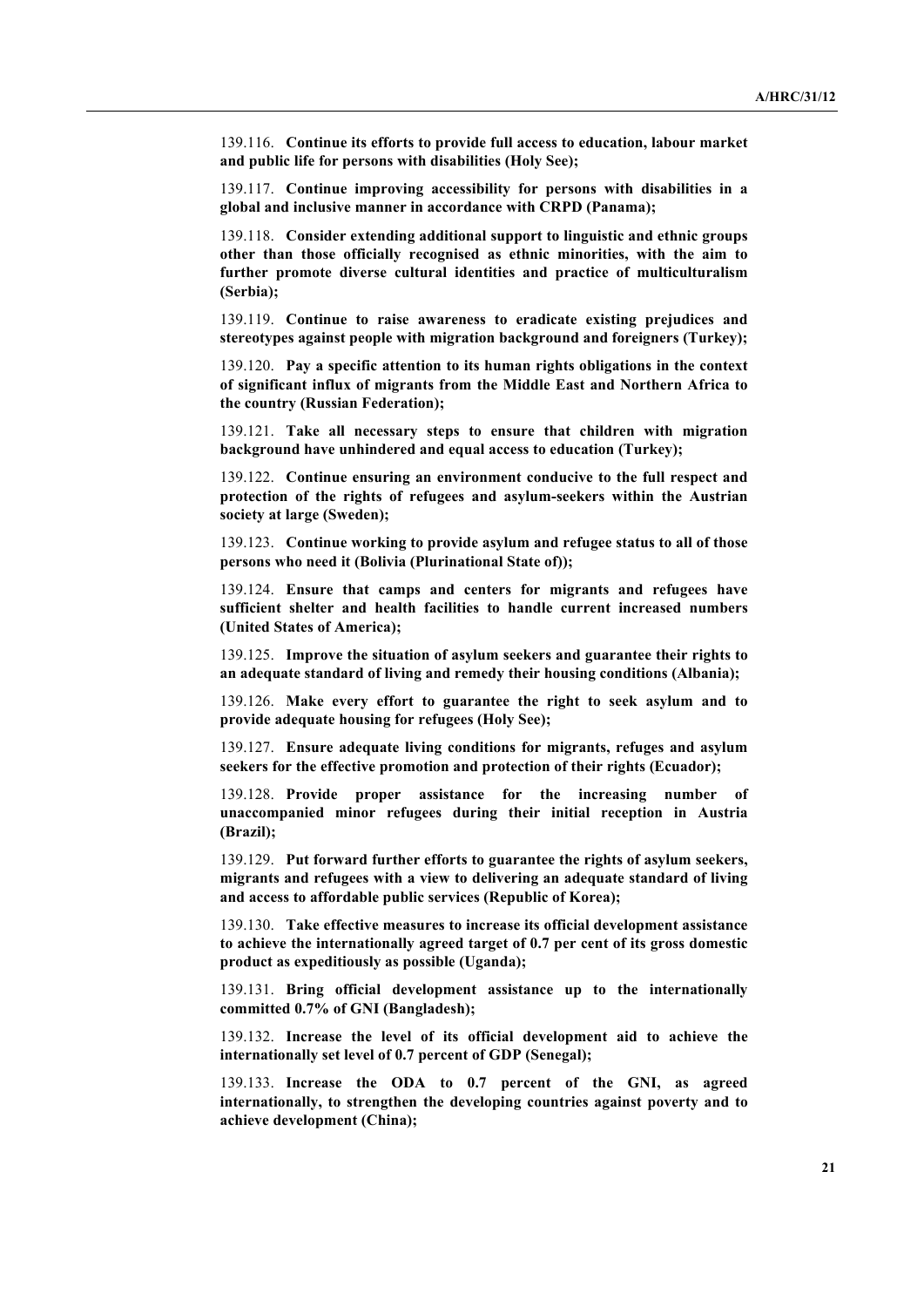139.116. **Continue its efforts to provide full access to education, labour market and public life for persons with disabilities (Holy See);**

139.117. **Continue improving accessibility for persons with disabilities in a global and inclusive manner in accordance with CRPD (Panama);**

139.118. **Consider extending additional support to linguistic and ethnic groups other than those officially recognised as ethnic minorities, with the aim to further promote diverse cultural identities and practice of multiculturalism (Serbia);**

139.119. **Continue to raise awareness to eradicate existing prejudices and stereotypes against people with migration background and foreigners (Turkey);**

139.120. **Pay a specific attention to its human rights obligations in the context of significant influx of migrants from the Middle East and Northern Africa to the country (Russian Federation);**

139.121. **Take all necessary steps to ensure that children with migration background have unhindered and equal access to education (Turkey);**

139.122. **Continue ensuring an environment conducive to the full respect and protection of the rights of refugees and asylum-seekers within the Austrian society at large (Sweden);**

139.123. **Continue working to provide asylum and refugee status to all of those persons who need it (Bolivia (Plurinational State of));**

139.124. **Ensure that camps and centers for migrants and refugees have sufficient shelter and health facilities to handle current increased numbers (United States of America);**

139.125. **Improve the situation of asylum seekers and guarantee their rights to an adequate standard of living and remedy their housing conditions (Albania);**

139.126. **Make every effort to guarantee the right to seek asylum and to provide adequate housing for refugees (Holy See);**

139.127. **Ensure adequate living conditions for migrants, refuges and asylum seekers for the effective promotion and protection of their rights (Ecuador);**

139.128. **Provide proper assistance for the increasing number of unaccompanied minor refugees during their initial reception in Austria (Brazil);**

139.129. **Put forward further efforts to guarantee the rights of asylum seekers, migrants and refugees with a view to delivering an adequate standard of living and access to affordable public services (Republic of Korea);**

139.130. **Take effective measures to increase its official development assistance to achieve the internationally agreed target of 0.7 per cent of its gross domestic product as expeditiously as possible (Uganda);**

139.131. **Bring official development assistance up to the internationally committed 0.7% of GNI (Bangladesh);**

139.132. **Increase the level of its official development aid to achieve the internationally set level of 0.7 percent of GDP (Senegal);**

139.133. **Increase the ODA to 0.7 percent of the GNI, as agreed internationally, to strengthen the developing countries against poverty and to achieve development (China);**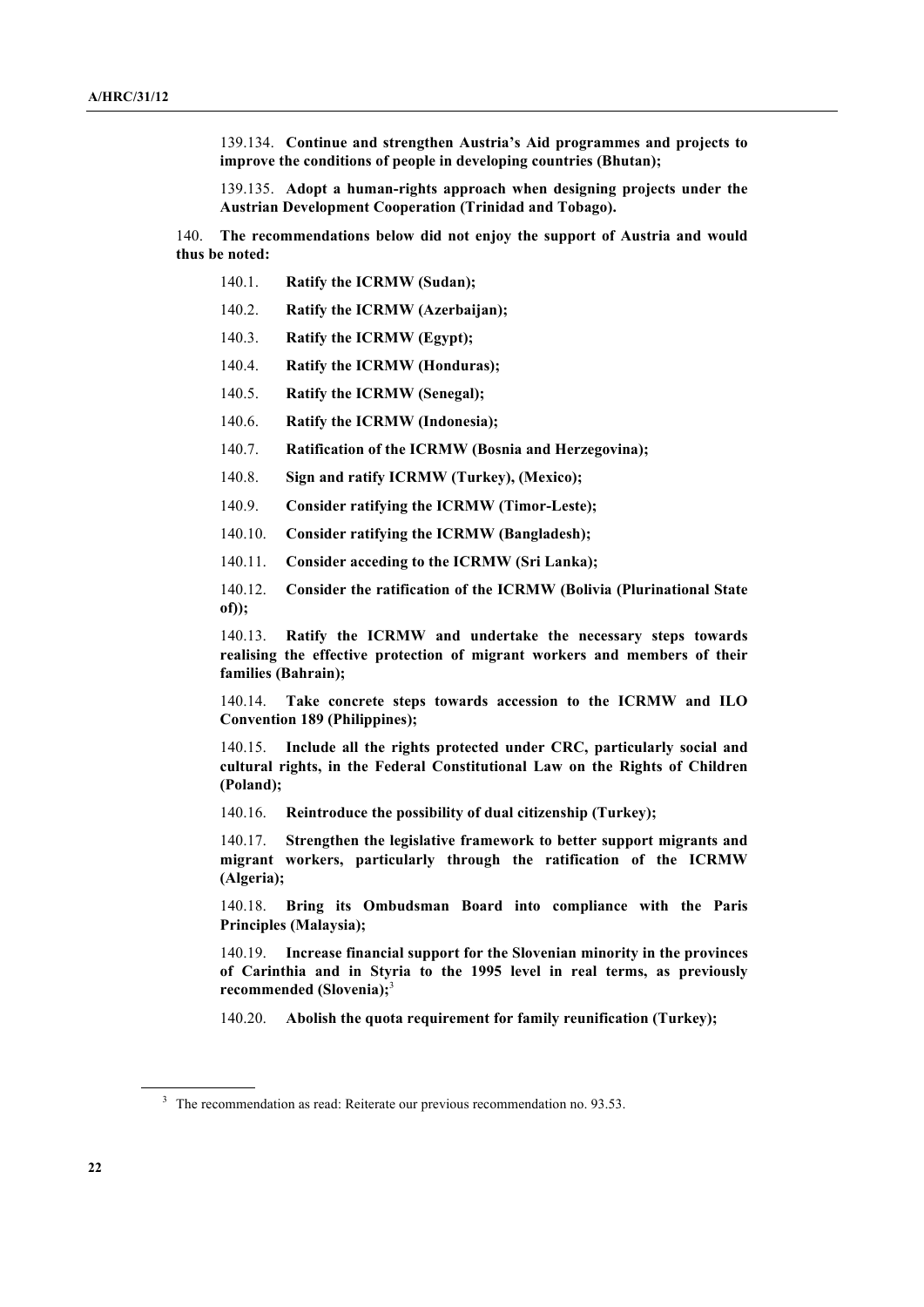139.134. **Continue and strengthen Austria's Aid programmes and projects to improve the conditions of people in developing countries (Bhutan);**

139.135. **Adopt a human-rights approach when designing projects under the Austrian Development Cooperation (Trinidad and Tobago).**

140. **The recommendations below did not enjoy the support of Austria and would thus be noted:**

140.1. **Ratify the ICRMW (Sudan);**

140.2. **Ratify the ICRMW (Azerbaijan);**

140.3. **Ratify the ICRMW (Egypt);**

140.4. **Ratify the ICRMW (Honduras);**

140.5. **Ratify the ICRMW (Senegal);**

140.6. **Ratify the ICRMW (Indonesia);**

140.7. **Ratification of the ICRMW (Bosnia and Herzegovina);**

140.8. **Sign and ratify ICRMW (Turkey), (Mexico);**

140.9. **Consider ratifying the ICRMW (Timor-Leste);**

140.10. **Consider ratifying the ICRMW (Bangladesh);**

140.11. **Consider acceding to the ICRMW (Sri Lanka);**

140.12. **Consider the ratification of the ICRMW (Bolivia (Plurinational State of));**

140.13. **Ratify the ICRMW and undertake the necessary steps towards realising the effective protection of migrant workers and members of their families (Bahrain);**

140.14. **Take concrete steps towards accession to the ICRMW and ILO Convention 189 (Philippines);**

140.15. **Include all the rights protected under CRC, particularly social and cultural rights, in the Federal Constitutional Law on the Rights of Children (Poland);**

140.16. **Reintroduce the possibility of dual citizenship (Turkey);**

140.17. **Strengthen the legislative framework to better support migrants and migrant workers, particularly through the ratification of the ICRMW (Algeria);**

140.18. **Bring its Ombudsman Board into compliance with the Paris Principles (Malaysia);**

140.19. **Increase financial support for the Slovenian minority in the provinces of Carinthia and in Styria to the 1995 level in real terms, as previously recommended (Slovenia);**[3]

140.20. **Abolish the quota requirement for family reunification (Turkey);**

[3] The recommendation as read: Reiterate our previous recommendation no. 93.53.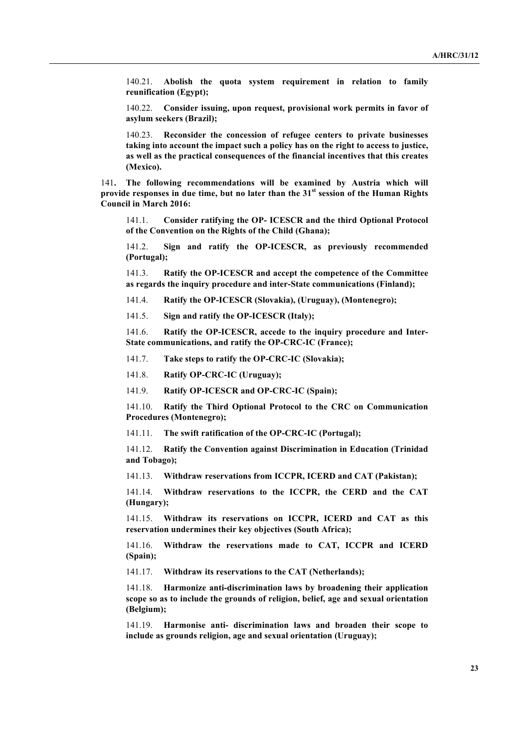140.21. **Abolish the quota system requirement in relation to family reunification (Egypt);**

140.22. **Consider issuing, upon request, provisional work permits in favor of asylum seekers (Brazil);**

140.23. **Reconsider the concession of refugee centers to private businesses taking into account the impact such a policy has on the right to access to justice, as well as the practical consequences of the financial incentives that this creates (Mexico).**

141**. The following recommendations will be examined by Austria which will provide responses in due time, but no later than the 31st session of the Human Rights Council in March 2016:**

141.1. **Consider ratifying the OP- ICESCR and the third Optional Protocol of the Convention on the Rights of the Child (Ghana);**

141.2. **Sign and ratify the OP-ICESCR, as previously recommended (Portugal);**

141.3. **Ratify the OP-ICESCR and accept the competence of the Committee as regards the inquiry procedure and inter-State communications (Finland);**

141.4. **Ratify the OP-ICESCR (Slovakia), (Uruguay), (Montenegro);**

141.5. **Sign and ratify the OP-ICESCR (Italy);**

141.6. **Ratify the OP-ICESCR, accede to the inquiry procedure and Inter-State communications, and ratify the OP-CRC-IC (France);**

141.7. **Take steps to ratify the OP-CRC-IC (Slovakia);**

141.8. **Ratify OP-CRC-IC (Uruguay);**

141.9. **Ratify OP-ICESCR and OP-CRC-IC (Spain);**

141.10. **Ratify the Third Optional Protocol to the CRC on Communication Procedures (Montenegro);**

141.11. **The swift ratification of the OP-CRC-IC (Portugal);**

141.12. **Ratify the Convention against Discrimination in Education (Trinidad and Tobago);**

141.13. **Withdraw reservations from ICCPR, ICERD and CAT (Pakistan);**

141.14. **Withdraw reservations to the ICCPR, the CERD and the CAT (Hungary);**

141.15. **Withdraw its reservations on ICCPR, ICERD and CAT as this reservation undermines their key objectives (South Africa);**

141.16. **Withdraw the reservations made to CAT, ICCPR and ICERD (Spain);**

141.17. **Withdraw its reservations to the CAT (Netherlands);**

141.18. **Harmonize anti-discrimination laws by broadening their application scope so as to include the grounds of religion, belief, age and sexual orientation (Belgium);**

141.19. **Harmonise anti- discrimination laws and broaden their scope to include as grounds religion, age and sexual orientation (Uruguay);**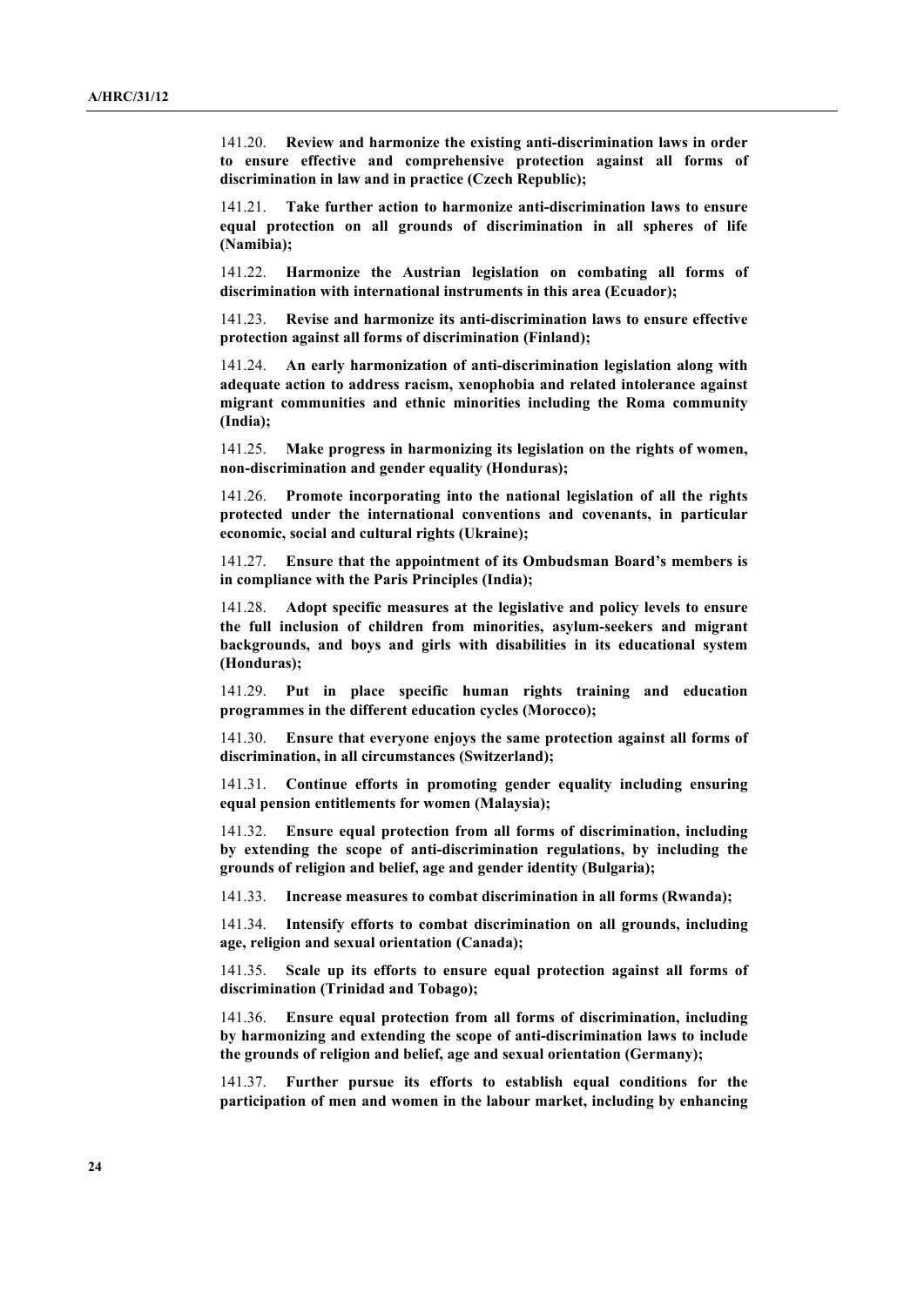141.20. **Review and harmonize the existing anti-discrimination laws in order to ensure effective and comprehensive protection against all forms of discrimination in law and in practice (Czech Republic);**

141.21. **Take further action to harmonize anti-discrimination laws to ensure equal protection on all grounds of discrimination in all spheres of life (Namibia);**

141.22. **Harmonize the Austrian legislation on combating all forms of discrimination with international instruments in this area (Ecuador);**

141.23. **Revise and harmonize its anti-discrimination laws to ensure effective protection against all forms of discrimination (Finland);**

141.24. **An early harmonization of anti-discrimination legislation along with adequate action to address racism, xenophobia and related intolerance against migrant communities and ethnic minorities including the Roma community (India);**

141.25. **Make progress in harmonizing its legislation on the rights of women, non-discrimination and gender equality (Honduras);**

141.26. **Promote incorporating into the national legislation of all the rights protected under the international conventions and covenants, in particular economic, social and cultural rights (Ukraine);**

141.27. **Ensure that the appointment of its Ombudsman Board's members is in compliance with the Paris Principles (India);**

141.28. **Adopt specific measures at the legislative and policy levels to ensure the full inclusion of children from minorities, asylum-seekers and migrant backgrounds, and boys and girls with disabilities in its educational system (Honduras);**

141.29. **Put in place specific human rights training and education programmes in the different education cycles (Morocco);**

141.30. **Ensure that everyone enjoys the same protection against all forms of discrimination, in all circumstances (Switzerland);**

141.31. **Continue efforts in promoting gender equality including ensuring equal pension entitlements for women (Malaysia);**

141.32. **Ensure equal protection from all forms of discrimination, including by extending the scope of anti-discrimination regulations, by including the grounds of religion and belief, age and gender identity (Bulgaria);**

141.33. **Increase measures to combat discrimination in all forms (Rwanda);**

141.34. **Intensify efforts to combat discrimination on all grounds, including age, religion and sexual orientation (Canada);**

141.35. **Scale up its efforts to ensure equal protection against all forms of discrimination (Trinidad and Tobago);**

141.36. **Ensure equal protection from all forms of discrimination, including by harmonizing and extending the scope of anti-discrimination laws to include the grounds of religion and belief, age and sexual orientation (Germany);**

141.37. **Further pursue its efforts to establish equal conditions for the participation of men and women in the labour market, including by enhancing**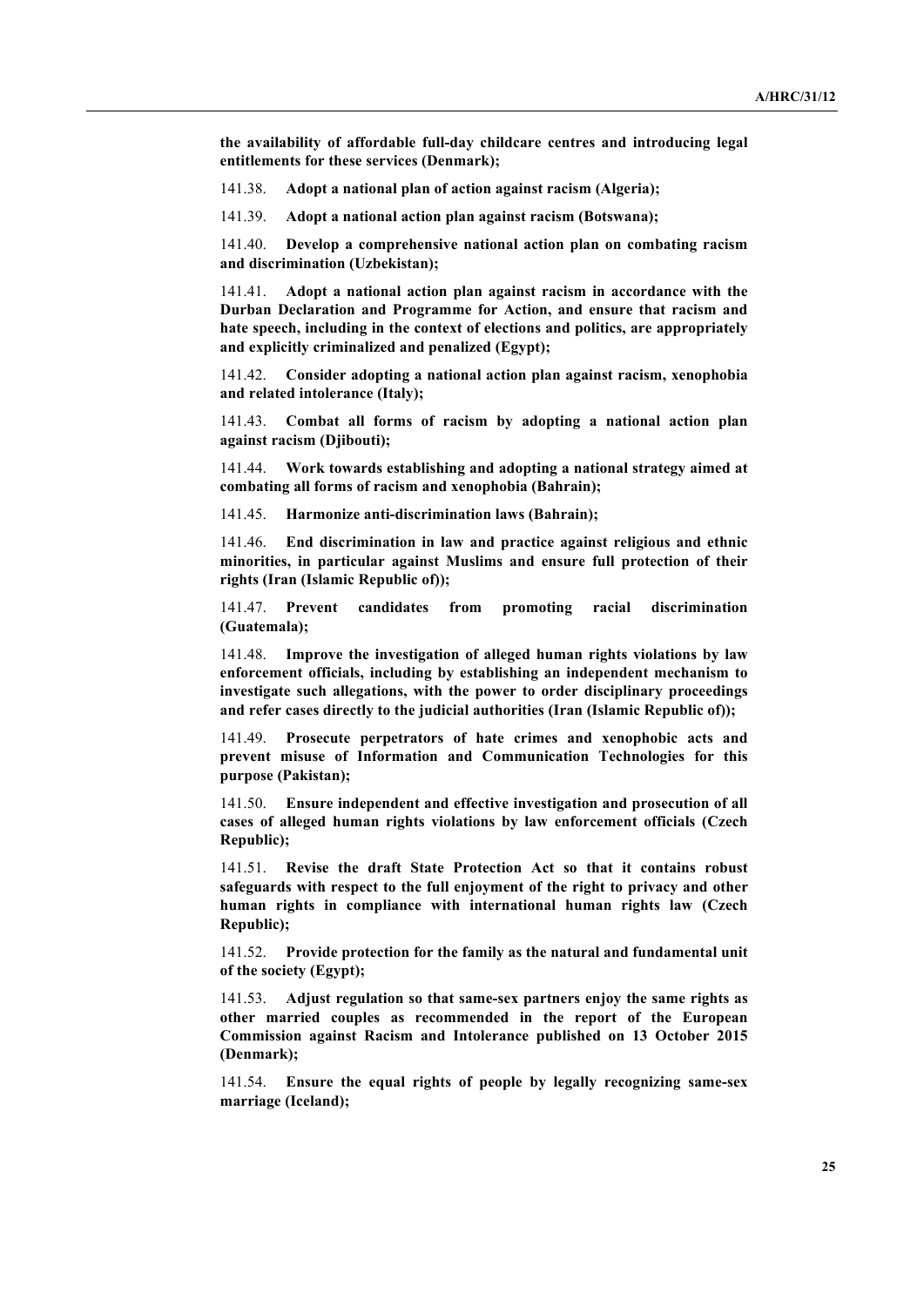**the availability of affordable full-day childcare centres and introducing legal entitlements for these services (Denmark);**

141.38. **Adopt a national plan of action against racism (Algeria);**

141.39. **Adopt a national action plan against racism (Botswana);**

141.40. **Develop a comprehensive national action plan on combating racism and discrimination (Uzbekistan);**

141.41. **Adopt a national action plan against racism in accordance with the Durban Declaration and Programme for Action, and ensure that racism and hate speech, including in the context of elections and politics, are appropriately and explicitly criminalized and penalized (Egypt);**

141.42. **Consider adopting a national action plan against racism, xenophobia and related intolerance (Italy);**

141.43. **Combat all forms of racism by adopting a national action plan against racism (Djibouti);**

141.44. **Work towards establishing and adopting a national strategy aimed at combating all forms of racism and xenophobia (Bahrain);**

141.45. **Harmonize anti-discrimination laws (Bahrain);**

141.46. **End discrimination in law and practice against religious and ethnic minorities, in particular against Muslims and ensure full protection of their rights (Iran (Islamic Republic of));**

141.47. **Prevent candidates from promoting racial discrimination (Guatemala);**

141.48. **Improve the investigation of alleged human rights violations by law enforcement officials, including by establishing an independent mechanism to investigate such allegations, with the power to order disciplinary proceedings and refer cases directly to the judicial authorities (Iran (Islamic Republic of));**

141.49. **Prosecute perpetrators of hate crimes and xenophobic acts and prevent misuse of Information and Communication Technologies for this purpose (Pakistan);**

141.50. **Ensure independent and effective investigation and prosecution of all cases of alleged human rights violations by law enforcement officials (Czech Republic);**

141.51. **Revise the draft State Protection Act so that it contains robust safeguards with respect to the full enjoyment of the right to privacy and other human rights in compliance with international human rights law (Czech Republic);**

141.52. **Provide protection for the family as the natural and fundamental unit of the society (Egypt);**

141.53. **Adjust regulation so that same-sex partners enjoy the same rights as other married couples as recommended in the report of the European Commission against Racism and Intolerance published on 13 October 2015 (Denmark);**

141.54. **Ensure the equal rights of people by legally recognizing same-sex marriage (Iceland);**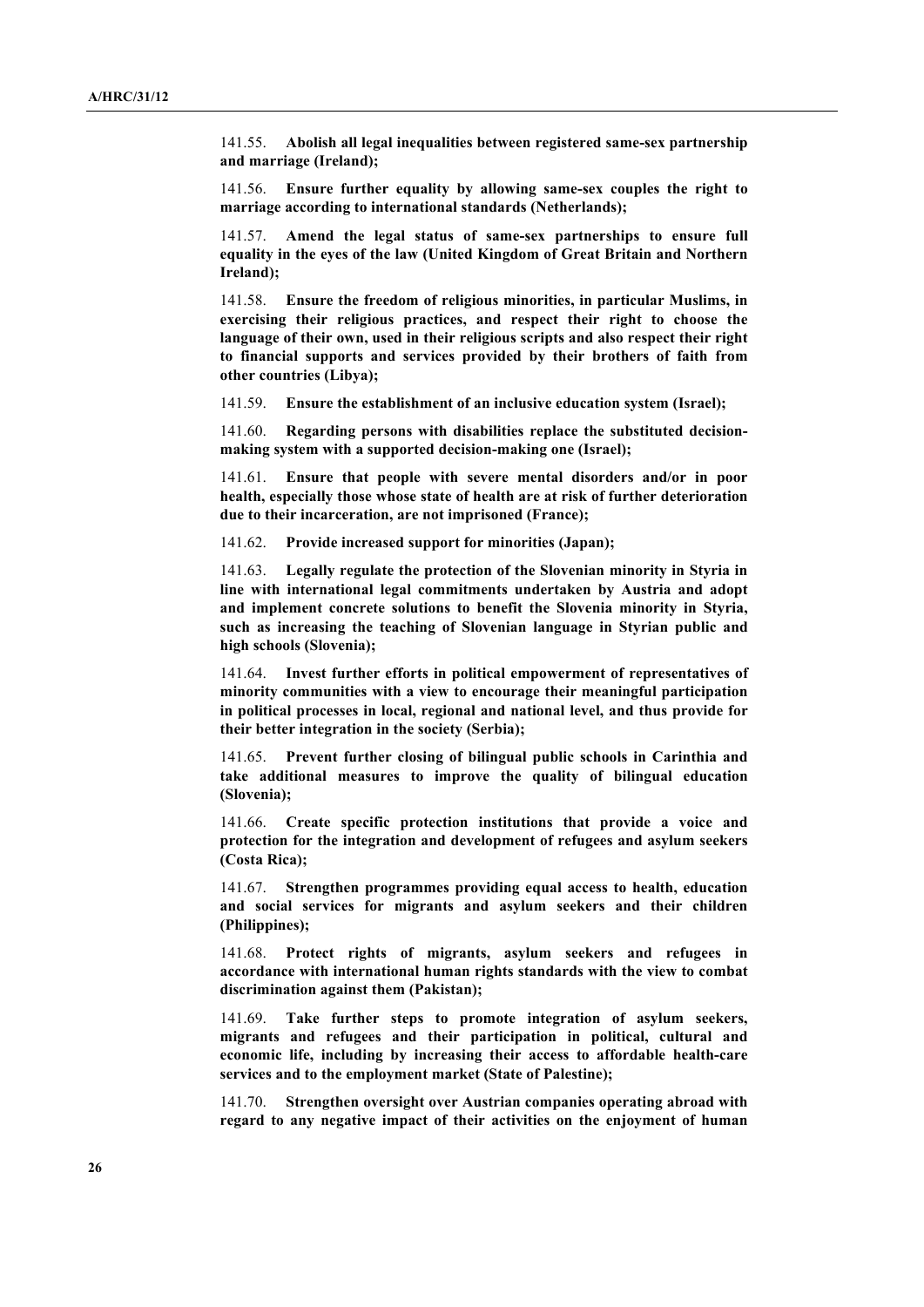141.55. **Abolish all legal inequalities between registered same-sex partnership and marriage (Ireland);**

141.56. **Ensure further equality by allowing same-sex couples the right to marriage according to international standards (Netherlands);**

141.57. **Amend the legal status of same-sex partnerships to ensure full equality in the eyes of the law (United Kingdom of Great Britain and Northern Ireland);**

141.58. **Ensure the freedom of religious minorities, in particular Muslims, in exercising their religious practices, and respect their right to choose the language of their own, used in their religious scripts and also respect their right to financial supports and services provided by their brothers of faith from other countries (Libya);**

141.59. **Ensure the establishment of an inclusive education system (Israel);**

141.60. **Regarding persons with disabilities replace the substituted decision-making system with a supported decision-making one (Israel);**

141.61. **Ensure that people with severe mental disorders and/or in poor health, especially those whose state of health are at risk of further deterioration due to their incarceration, are not imprisoned (France);**

141.62. **Provide increased support for minorities (Japan);**

141.63. **Legally regulate the protection of the Slovenian minority in Styria in line with international legal commitments undertaken by Austria and adopt and implement concrete solutions to benefit the Slovenia minority in Styria, such as increasing the teaching of Slovenian language in Styrian public and high schools (Slovenia);**

141.64. **Invest further efforts in political empowerment of representatives of minority communities with a view to encourage their meaningful participation in political processes in local, regional and national level, and thus provide for their better integration in the society (Serbia);**

141.65. **Prevent further closing of bilingual public schools in Carinthia and take additional measures to improve the quality of bilingual education (Slovenia);**

141.66. **Create specific protection institutions that provide a voice and protection for the integration and development of refugees and asylum seekers (Costa Rica);**

141.67. **Strengthen programmes providing equal access to health, education and social services for migrants and asylum seekers and their children (Philippines);**

141.68. **Protect rights of migrants, asylum seekers and refugees in accordance with international human rights standards with the view to combat discrimination against them (Pakistan);**

141.69. **Take further steps to promote integration of asylum seekers, migrants and refugees and their participation in political, cultural and economic life, including by increasing their access to affordable health-care services and to the employment market (State of Palestine);**

141.70. **Strengthen oversight over Austrian companies operating abroad with regard to any negative impact of their activities on the enjoyment of human**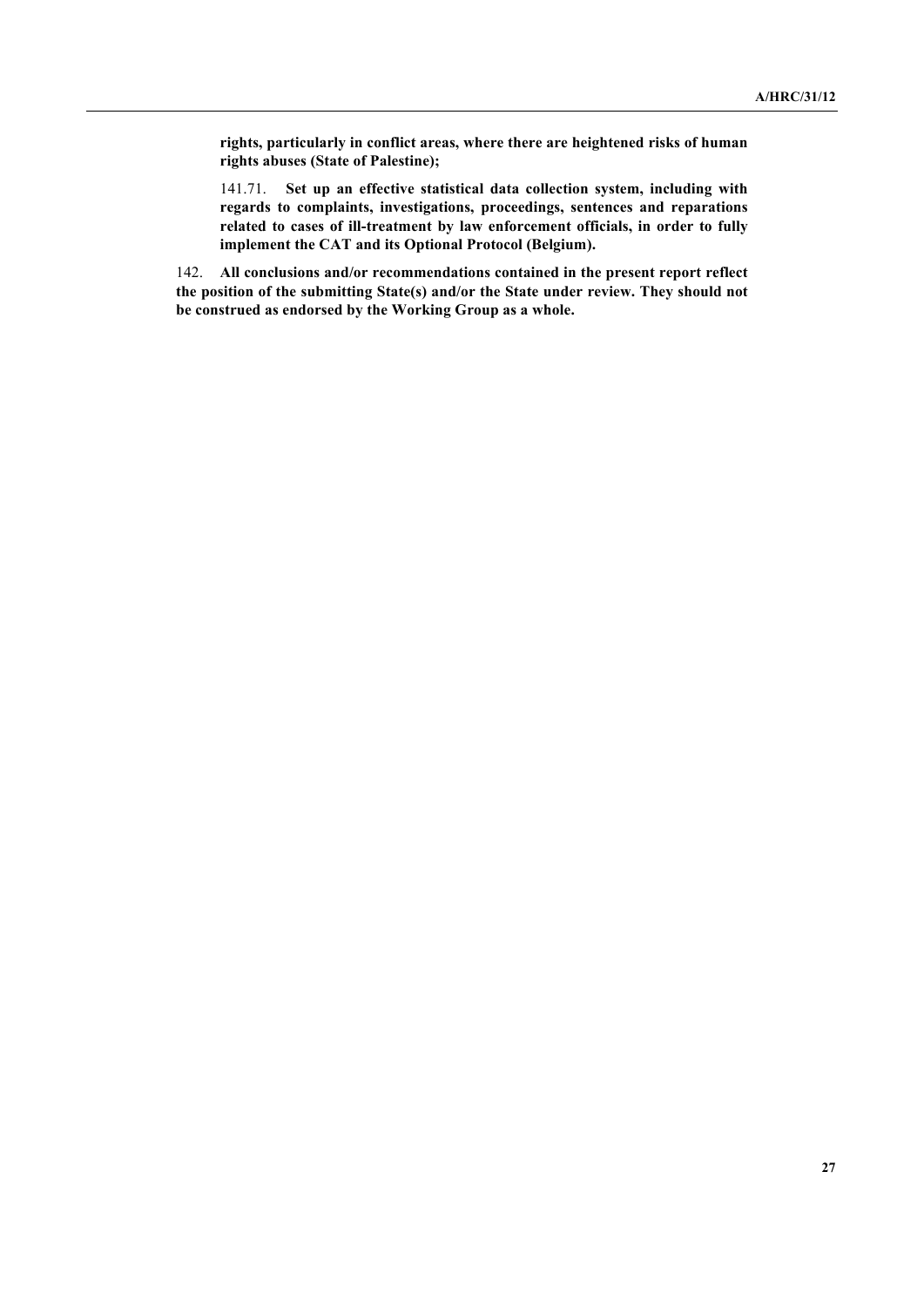**rights, particularly in conflict areas, where there are heightened risks of human rights abuses (State of Palestine);**

141.71. **Set up an effective statistical data collection system, including with regards to complaints, investigations, proceedings, sentences and reparations related to cases of ill-treatment by law enforcement officials, in order to fully implement the CAT and its Optional Protocol (Belgium).**

142. **All conclusions and/or recommendations contained in the present report reflect the position of the submitting State(s) and/or the State under review. They should not be construed as endorsed by the Working Group as a whole.**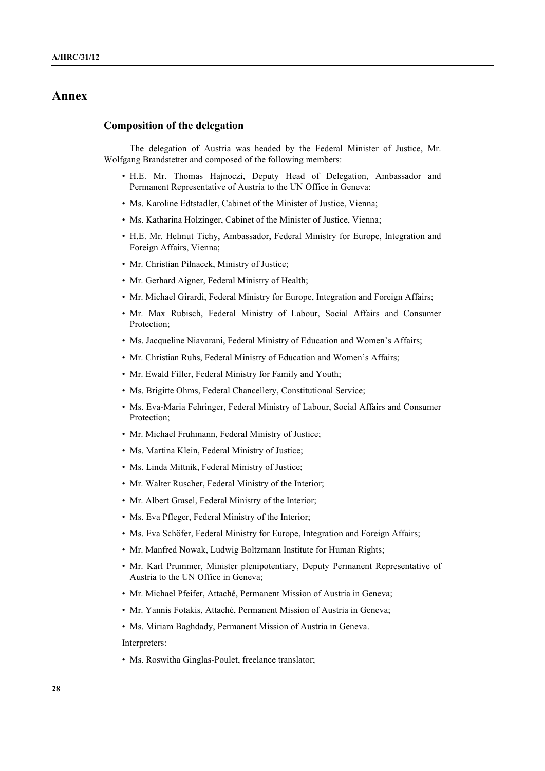# Annex

## Composition of the delegation

The delegation of Austria was headed by the Federal Minister of Justice, Mr. Wolfgang Brandstetter and composed of the following members:

- H.E. Mr. Thomas Hajnoczi, Deputy Head of Delegation, Ambassador and Permanent Representative of Austria to the UN Office in Geneva:
- Ms. Karoline Edtstadler, Cabinet of the Minister of Justice, Vienna;
- Ms. Katharina Holzinger, Cabinet of the Minister of Justice, Vienna;
- H.E. Mr. Helmut Tichy, Ambassador, Federal Ministry for Europe, Integration and Foreign Affairs, Vienna;
- Mr. Christian Pilnacek, Ministry of Justice;
- Mr. Gerhard Aigner, Federal Ministry of Health;
- Mr. Michael Girardi, Federal Ministry for Europe, Integration and Foreign Affairs;
- Mr. Max Rubisch, Federal Ministry of Labour, Social Affairs and Consumer Protection;
- Ms. Jacqueline Niavarani, Federal Ministry of Education and Women's Affairs;
- Mr. Christian Ruhs, Federal Ministry of Education and Women's Affairs;
- Mr. Ewald Filler, Federal Ministry for Family and Youth;
- Ms. Brigitte Ohms, Federal Chancellery, Constitutional Service;
- Ms. Eva-Maria Fehringer, Federal Ministry of Labour, Social Affairs and Consumer Protection;
- Mr. Michael Fruhmann, Federal Ministry of Justice;
- Ms. Martina Klein, Federal Ministry of Justice;
- Ms. Linda Mittnik, Federal Ministry of Justice;
- Mr. Walter Ruscher, Federal Ministry of the Interior;
- Mr. Albert Grasel, Federal Ministry of the Interior;
- Ms. Eva Pfleger, Federal Ministry of the Interior;
- Ms. Eva Schöfer, Federal Ministry for Europe, Integration and Foreign Affairs;
- Mr. Manfred Nowak, Ludwig Boltzmann Institute for Human Rights;
- Mr. Karl Prummer, Minister plenipotentiary, Deputy Permanent Representative of Austria to the UN Office in Geneva;
- Mr. Michael Pfeifer, Attaché, Permanent Mission of Austria in Geneva;
- Mr. Yannis Fotakis, Attaché, Permanent Mission of Austria in Geneva;
- Ms. Miriam Baghdady, Permanent Mission of Austria in Geneva.

Interpreters:

- Ms. Roswitha Ginglas-Poulet, freelance translator;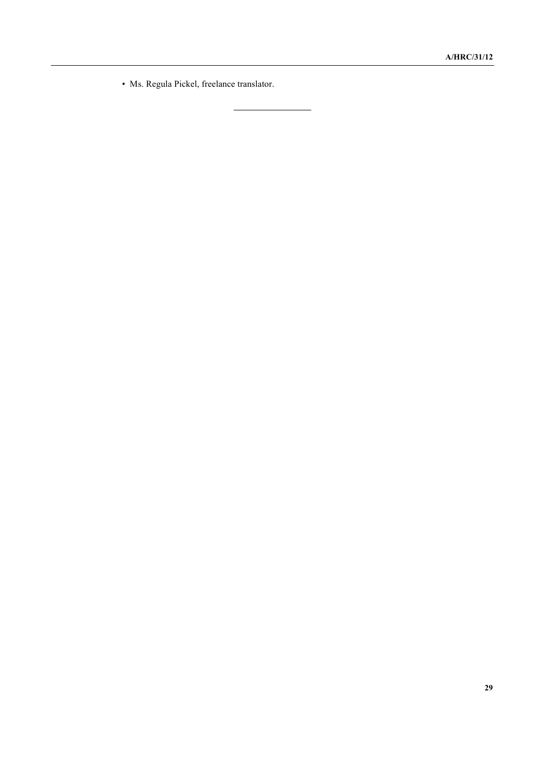- Ms. Regula Pickel, freelance translator.